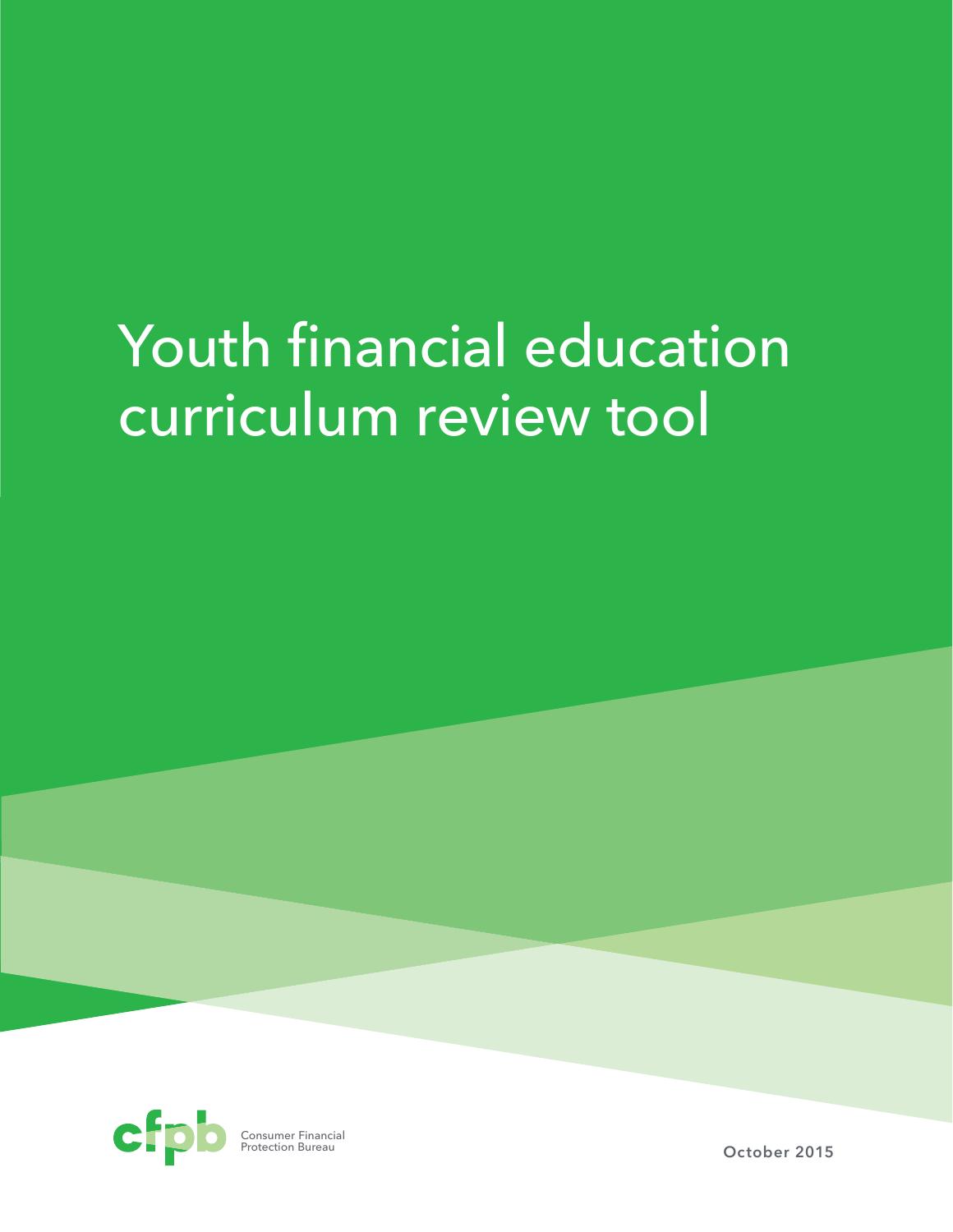# Youth financial education curriculum review tool

Consumer Financial Protection Bureau

October 2015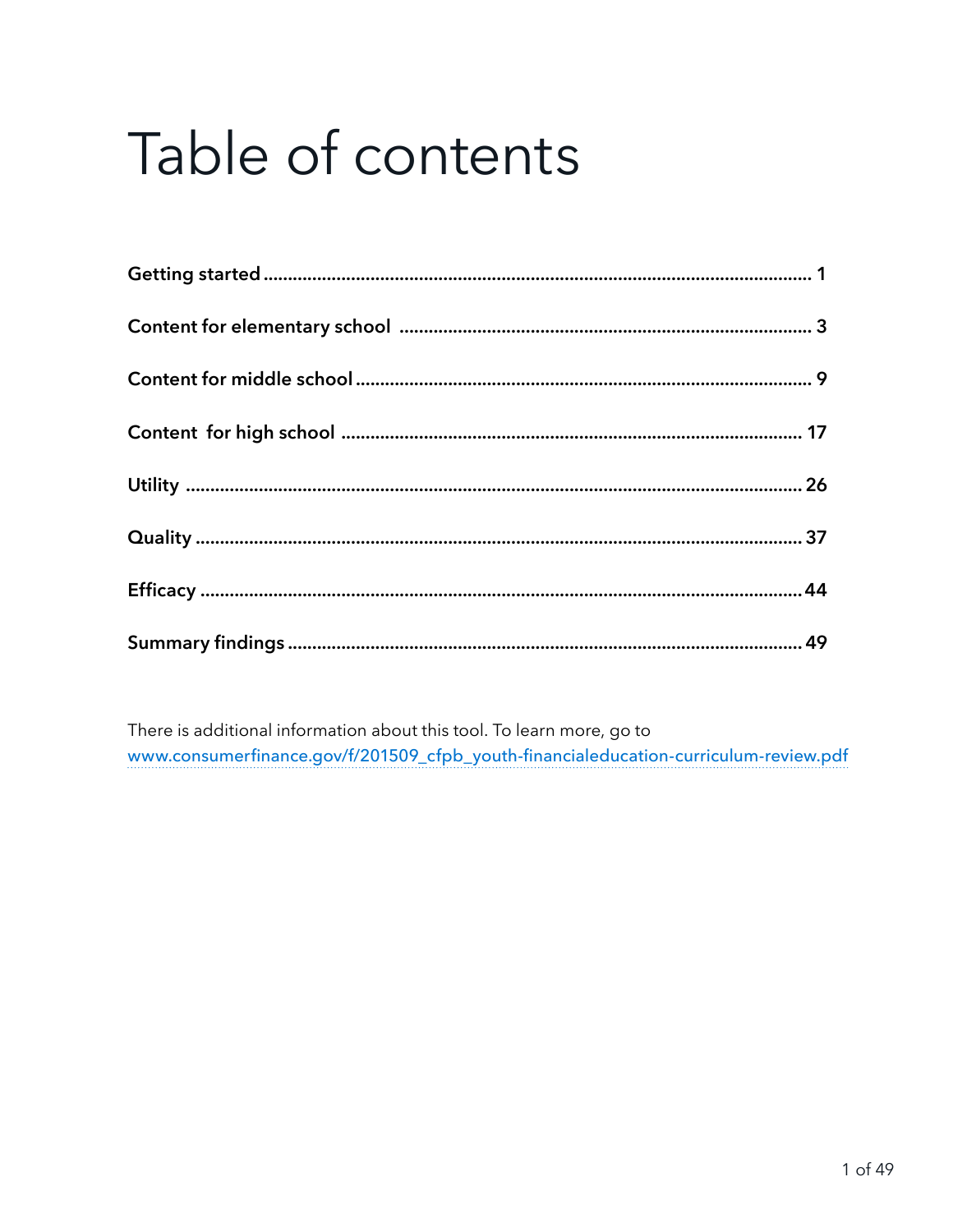# Table of contents

| | |
|---|---|
| **Getting started** | **1** |
| **Content for elementary school** | **3** |
| **Content for middle school** | **9** |
| **Content for high school** | **17** |
| **Utility** | **26** |
| **Quality** | **37** |
| **Efficacy** | **44** |
| **Summary findings** | **49** |

There is additional information about this tool. To learn more, go to
www.consumerfinance.gov/f/201509_cfpb_youth-financialeducation-curriculum-review.pdf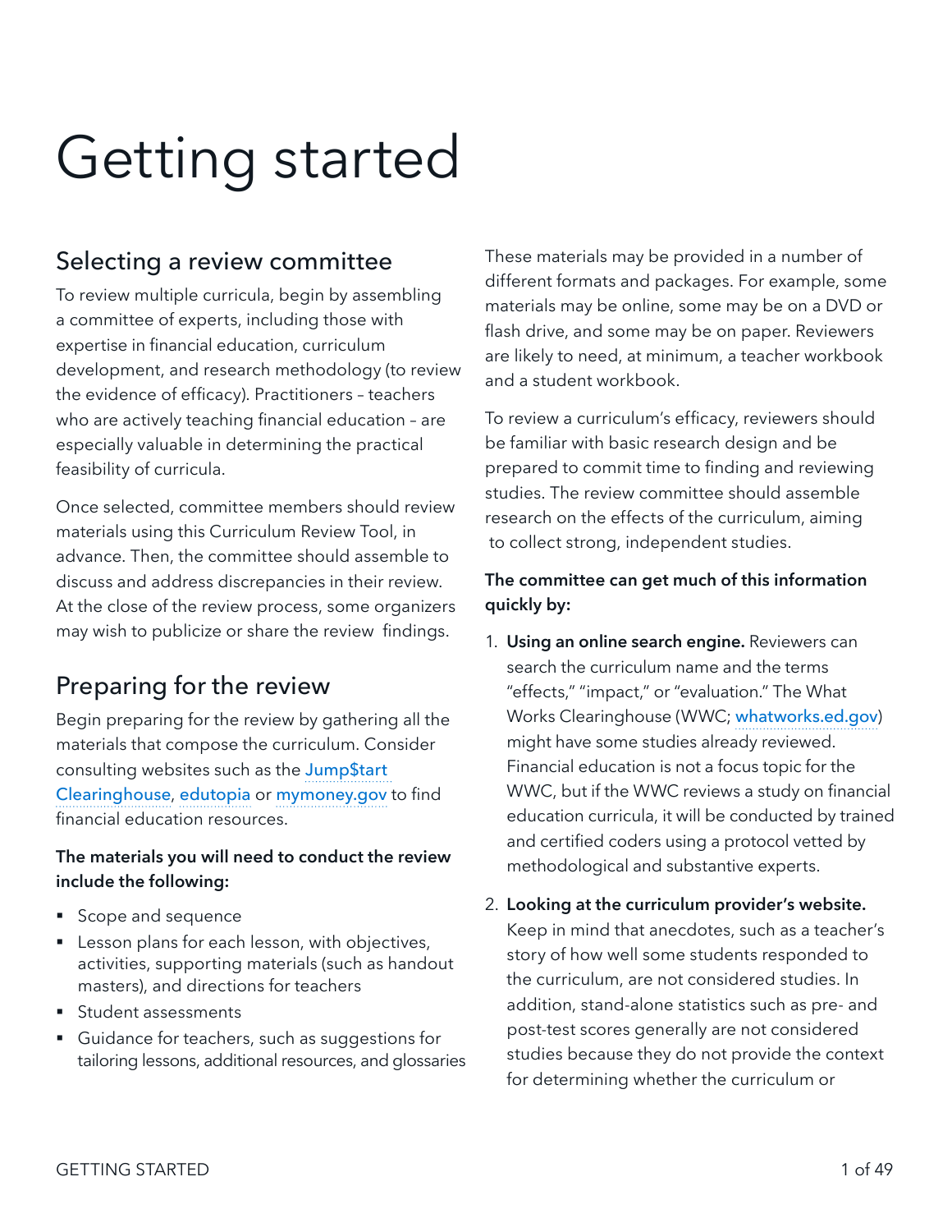# Getting started

## Selecting a review committee

To review multiple curricula, begin by assembling a committee of experts, including those with expertise in financial education, curriculum development, and research methodology (to review the evidence of efficacy). Practitioners – teachers who are actively teaching financial education – are especially valuable in determining the practical feasibility of curricula.

Once selected, committee members should review materials using this Curriculum Review Tool, in advance. Then, the committee should assemble to discuss and address discrepancies in their review. At the close of the review process, some organizers may wish to publicize or share the review findings.

## Preparing for the review

Begin preparing for the review by gathering all the materials that compose the curriculum. Consider consulting websites such as the Jump$tart Clearinghouse, edutopia or mymoney.gov to find financial education resources.

**The materials you will need to conduct the review include the following:**

- Scope and sequence
- Lesson plans for each lesson, with objectives, activities, supporting materials (such as handout masters), and directions for teachers
- Student assessments
- Guidance for teachers, such as suggestions for tailoring lessons, additional resources, and glossaries

These materials may be provided in a number of different formats and packages. For example, some materials may be online, some may be on a DVD or flash drive, and some may be on paper. Reviewers are likely to need, at minimum, a teacher workbook and a student workbook.

To review a curriculum's efficacy, reviewers should be familiar with basic research design and be prepared to commit time to finding and reviewing studies. The review committee should assemble research on the effects of the curriculum, aiming to collect strong, independent studies.

**The committee can get much of this information quickly by:**

1. **Using an online search engine.** Reviewers can search the curriculum name and the terms "effects," "impact," or "evaluation." The What Works Clearinghouse (WWC; whatworks.ed.gov) might have some studies already reviewed. Financial education is not a focus topic for the WWC, but if the WWC reviews a study on financial education curricula, it will be conducted by trained and certified coders using a protocol vetted by methodological and substantive experts.

2. **Looking at the curriculum provider's website.** Keep in mind that anecdotes, such as a teacher's story of how well some students responded to the curriculum, are not considered studies. In addition, stand-alone statistics such as pre- and post-test scores generally are not considered studies because they do not provide the context for determining whether the curriculum or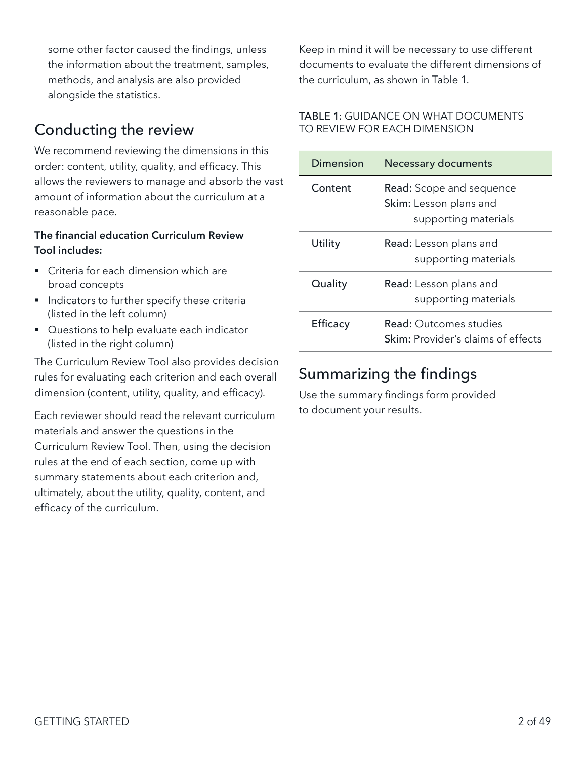some other factor caused the findings, unless the information about the treatment, samples, methods, and analysis are also provided alongside the statistics.

## Conducting the review

We recommend reviewing the dimensions in this order: content, utility, quality, and efficacy. This allows the reviewers to manage and absorb the vast amount of information about the curriculum at a reasonable pace.

**The financial education Curriculum Review Tool includes:**

- Criteria for each dimension which are broad concepts
- Indicators to further specify these criteria (listed in the left column)
- Questions to help evaluate each indicator (listed in the right column)

The Curriculum Review Tool also provides decision rules for evaluating each criterion and each overall dimension (content, utility, quality, and efficacy).

Each reviewer should read the relevant curriculum materials and answer the questions in the Curriculum Review Tool. Then, using the decision rules at the end of each section, come up with summary statements about each criterion and, ultimately, about the utility, quality, content, and efficacy of the curriculum.

Keep in mind it will be necessary to use different documents to evaluate the different dimensions of the curriculum, as shown in Table 1.

TABLE 1: GUIDANCE ON WHAT DOCUMENTS TO REVIEW FOR EACH DIMENSION

| Dimension | Necessary documents |
|---|---|
| Content | **Read:** Scope and sequence<br>**Skim:** Lesson plans and supporting materials |
| Utility | **Read:** Lesson plans and supporting materials |
| Quality | **Read:** Lesson plans and supporting materials |
| Efficacy | **Read:** Outcomes studies<br>**Skim:** Provider's claims of effects |

## Summarizing the findings

Use the summary findings form provided to document your results.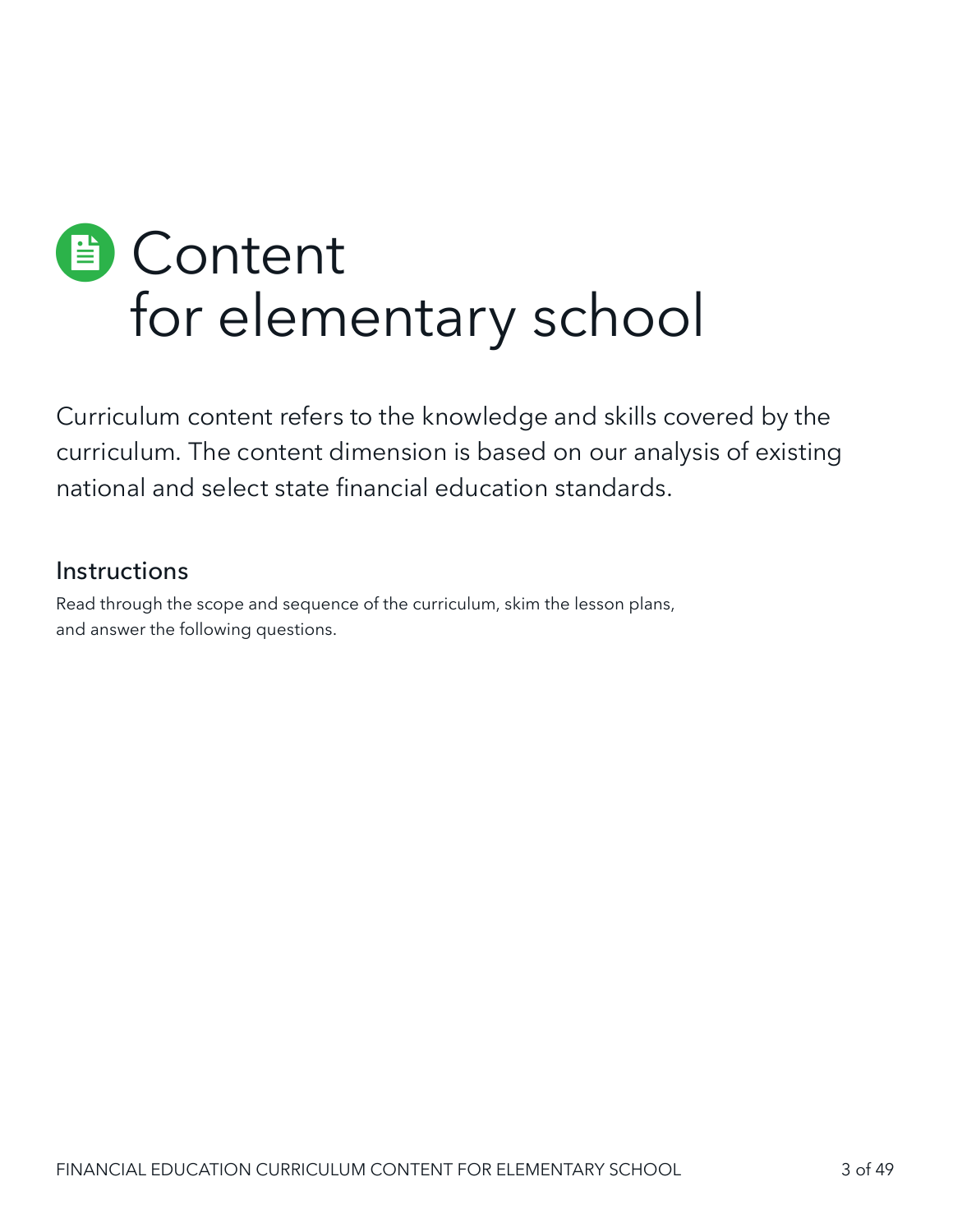# Content for elementary school

Curriculum content refers to the knowledge and skills covered by the curriculum. The content dimension is based on our analysis of existing national and select state financial education standards.

## Instructions

Read through the scope and sequence of the curriculum, skim the lesson plans, and answer the following questions.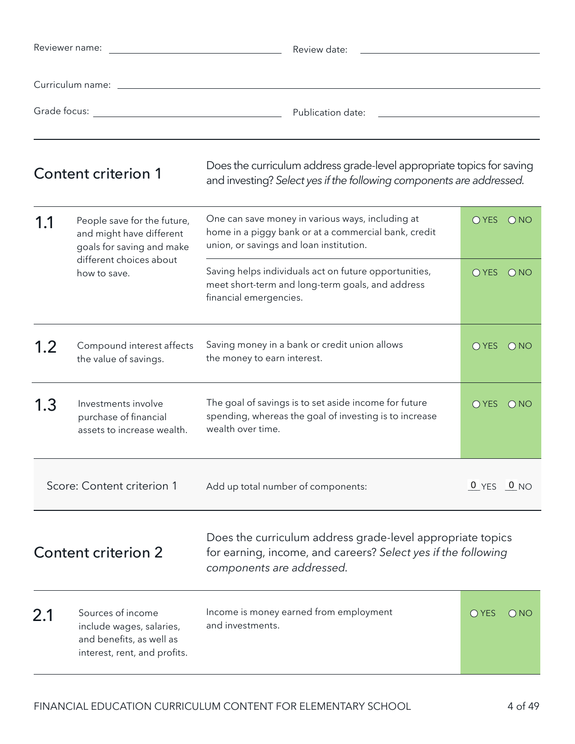Reviewer name: ______________________ Review date: ______________________

Curriculum name: ______________________________________________

Grade focus: ______________________ Publication date: ______________________

---

## Content criterion 1

Does the curriculum address grade-level appropriate topics for saving and investing? *Select yes if the following components are addressed.*

| | | | |
|---|---|---|---|
| **1.1** | People save for the future, and might have different goals for saving and make different choices about how to save. | One can save money in various ways, including at home in a piggy bank or at a commercial bank, credit union, or savings and loan institution. | ○ YES ○ NO |
| | | Saving helps individuals act on future opportunities, meet short-term and long-term goals, and address financial emergencies. | ○ YES ○ NO |
| **1.2** | Compound interest affects the value of savings. | Saving money in a bank or credit union allows the money to earn interest. | ○ YES ○ NO |
| **1.3** | Investments involve purchase of financial assets to increase wealth. | The goal of savings is to set aside income for future spending, whereas the goal of investing is to increase wealth over time. | ○ YES ○ NO |
| | Score: Content criterion 1 | Add up total number of components: | 0 YES 0 NO |

## Content criterion 2

Does the curriculum address grade-level appropriate topics for earning, income, and careers? *Select yes if the following components are addressed.*

| | | | |
|---|---|---|---|
| **2.1** | Sources of income include wages, salaries, and benefits, as well as interest, rent, and profits. | Income is money earned from employment and investments. | ○ YES ○ NO |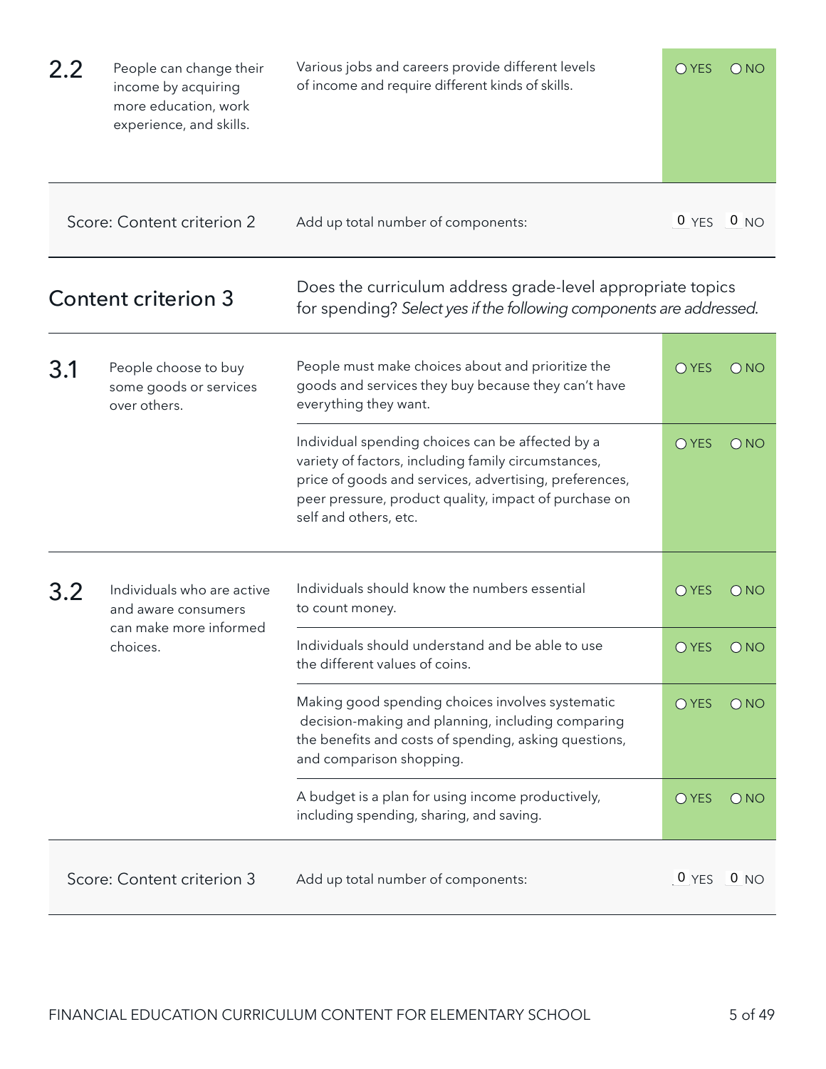| | | | |
|---|---|---|---|
| **2.2** | People can change their income by acquiring more education, work experience, and skills. | Various jobs and careers provide different levels of income and require different kinds of skills. | ○ YES ○ NO |
| | Score: Content criterion 2 | Add up total number of components: | 0 YES 0 NO |

## Content criterion 3

Does the curriculum address grade-level appropriate topics for spending? *Select yes if the following components are addressed.*

| | | | |
|---|---|---|---|
| **3.1** | People choose to buy some goods or services over others. | People must make choices about and prioritize the goods and services they buy because they can't have everything they want. | ○ YES ○ NO |
| | | Individual spending choices can be affected by a variety of factors, including family circumstances, price of goods and services, advertising, preferences, peer pressure, product quality, impact of purchase on self and others, etc. | ○ YES ○ NO |
| **3.2** | Individuals who are active and aware consumers can make more informed choices. | Individuals should know the numbers essential to count money. | ○ YES ○ NO |
| | | Individuals should understand and be able to use the different values of coins. | ○ YES ○ NO |
| | | Making good spending choices involves systematic decision-making and planning, including comparing the benefits and costs of spending, asking questions, and comparison shopping. | ○ YES ○ NO |
| | | A budget is a plan for using income productively, including spending, sharing, and saving. | ○ YES ○ NO |
| | Score: Content criterion 3 | Add up total number of components: | 0 YES 0 NO |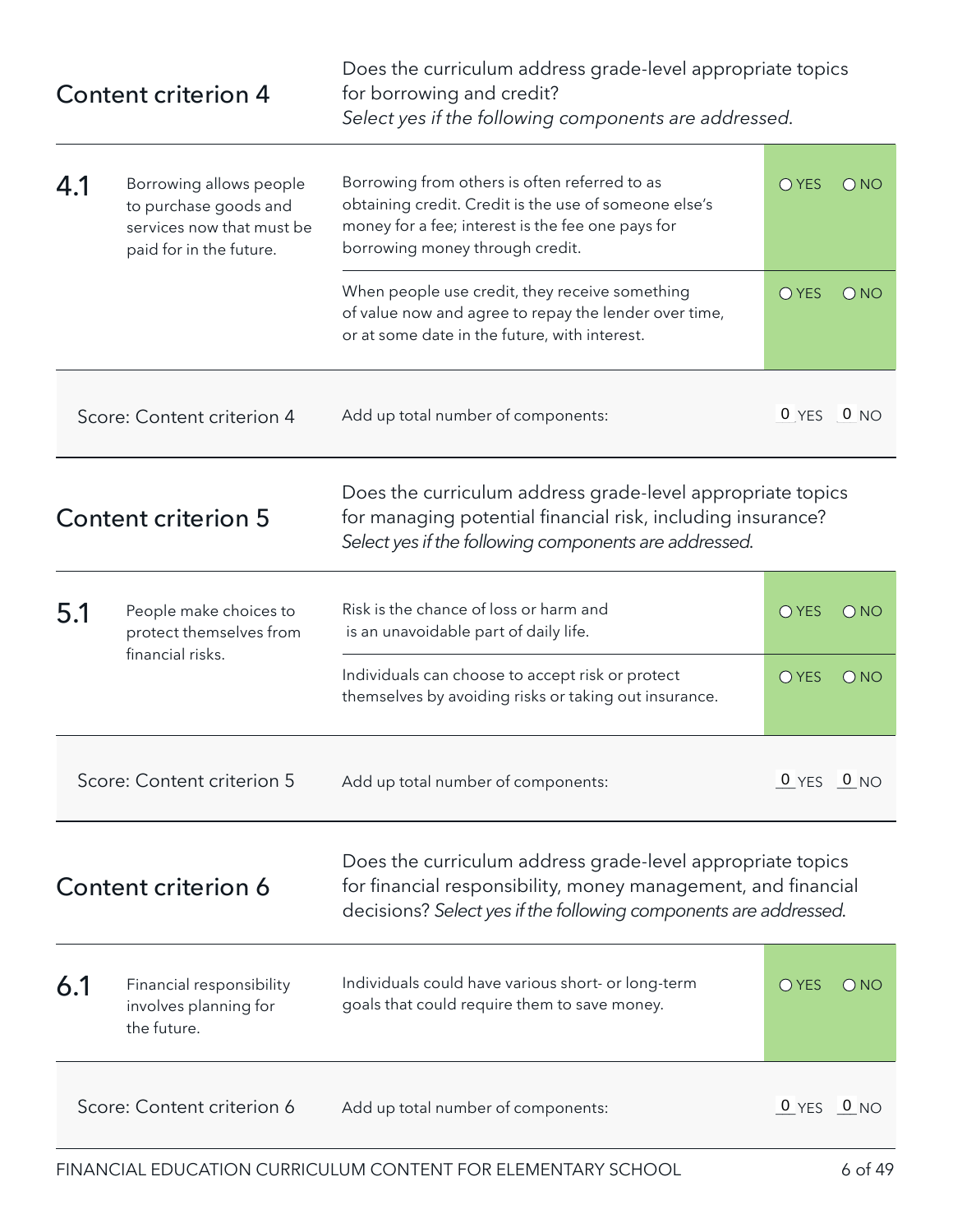## Content criterion 4

Does the curriculum address grade-level appropriate topics for borrowing and credit?
*Select yes if the following components are addressed.*

| | | | |
|---|---|---|---|
| **4.1** | Borrowing allows people to purchase goods and services now that must be paid for in the future. | Borrowing from others is often referred to as obtaining credit. Credit is the use of someone else's money for a fee; interest is the fee one pays for borrowing money through credit. | ○ YES ○ NO |
| | | When people use credit, they receive something of value now and agree to repay the lender over time, or at some date in the future, with interest. | ○ YES ○ NO |
| Score: Content criterion 4 | | Add up total number of components: | 0 YES 0 NO |

## Content criterion 5

Does the curriculum address grade-level appropriate topics for managing potential financial risk, including insurance?
*Select yes if the following components are addressed.*

| | | | |
|---|---|---|---|
| **5.1** | People make choices to protect themselves from financial risks. | Risk is the chance of loss or harm and is an unavoidable part of daily life. | ○ YES ○ NO |
| | | Individuals can choose to accept risk or protect themselves by avoiding risks or taking out insurance. | ○ YES ○ NO |
| Score: Content criterion 5 | | Add up total number of components: | 0 YES 0 NO |

## Content criterion 6

Does the curriculum address grade-level appropriate topics for financial responsibility, money management, and financial decisions? *Select yes if the following components are addressed.*

| | | | |
|---|---|---|---|
| **6.1** | Financial responsibility involves planning for the future. | Individuals could have various short- or long-term goals that could require them to save money. | ○ YES ○ NO |
| Score: Content criterion 6 | | Add up total number of components: | 0 YES 0 NO |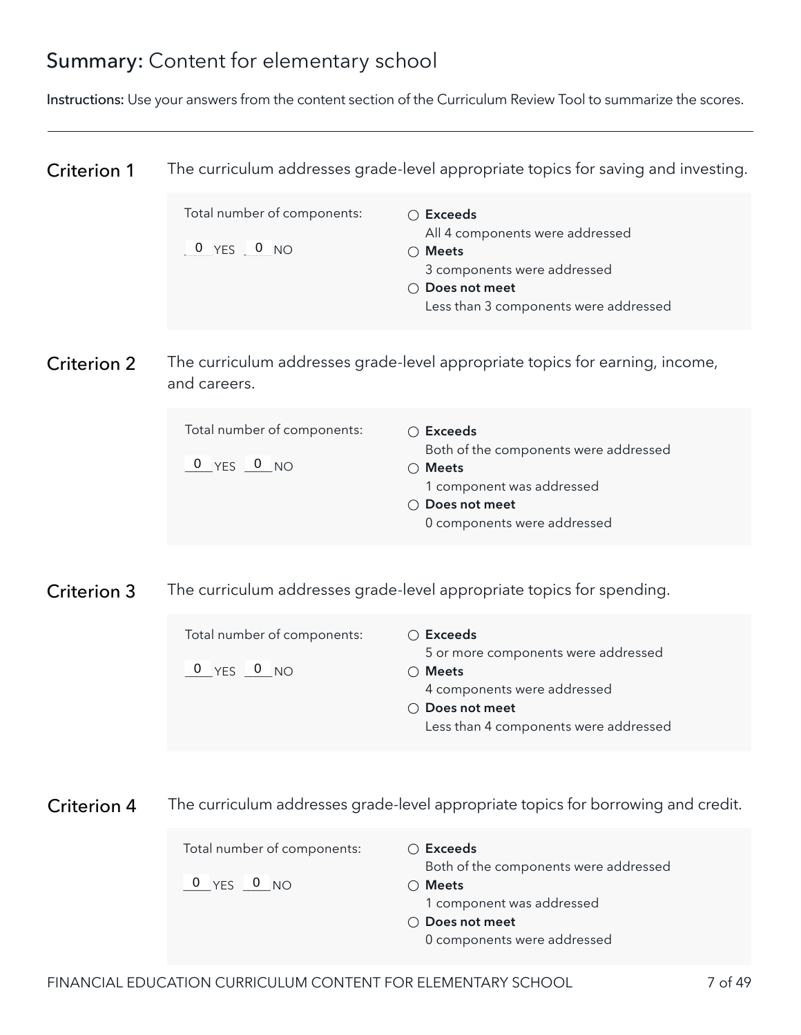# **Summary:** Content for elementary school

**Instructions:** Use your answers from the content section of the Curriculum Review Tool to summarize the scores.

---

## Criterion 1

The curriculum addresses grade-level appropriate topics for saving and investing.

Total number of components:

0 YES 0 NO

- ○ **Exceeds**
  All 4 components were addressed
- ○ **Meets**
  3 components were addressed
- ○ **Does not meet**
  Less than 3 components were addressed

## Criterion 2

The curriculum addresses grade-level appropriate topics for earning, income, and careers.

Total number of components:

0 YES 0 NO

- ○ **Exceeds**
  Both of the components were addressed
- ○ **Meets**
  1 component was addressed
- ○ **Does not meet**
  0 components were addressed

## Criterion 3

The curriculum addresses grade-level appropriate topics for spending.

Total number of components:

0 YES 0 NO

- ○ **Exceeds**
  5 or more components were addressed
- ○ **Meets**
  4 components were addressed
- ○ **Does not meet**
  Less than 4 components were addressed

## Criterion 4

The curriculum addresses grade-level appropriate topics for borrowing and credit.

Total number of components:

0 YES 0 NO

- ○ **Exceeds**
  Both of the components were addressed
- ○ **Meets**
  1 component was addressed
- ○ **Does not meet**
  0 components were addressed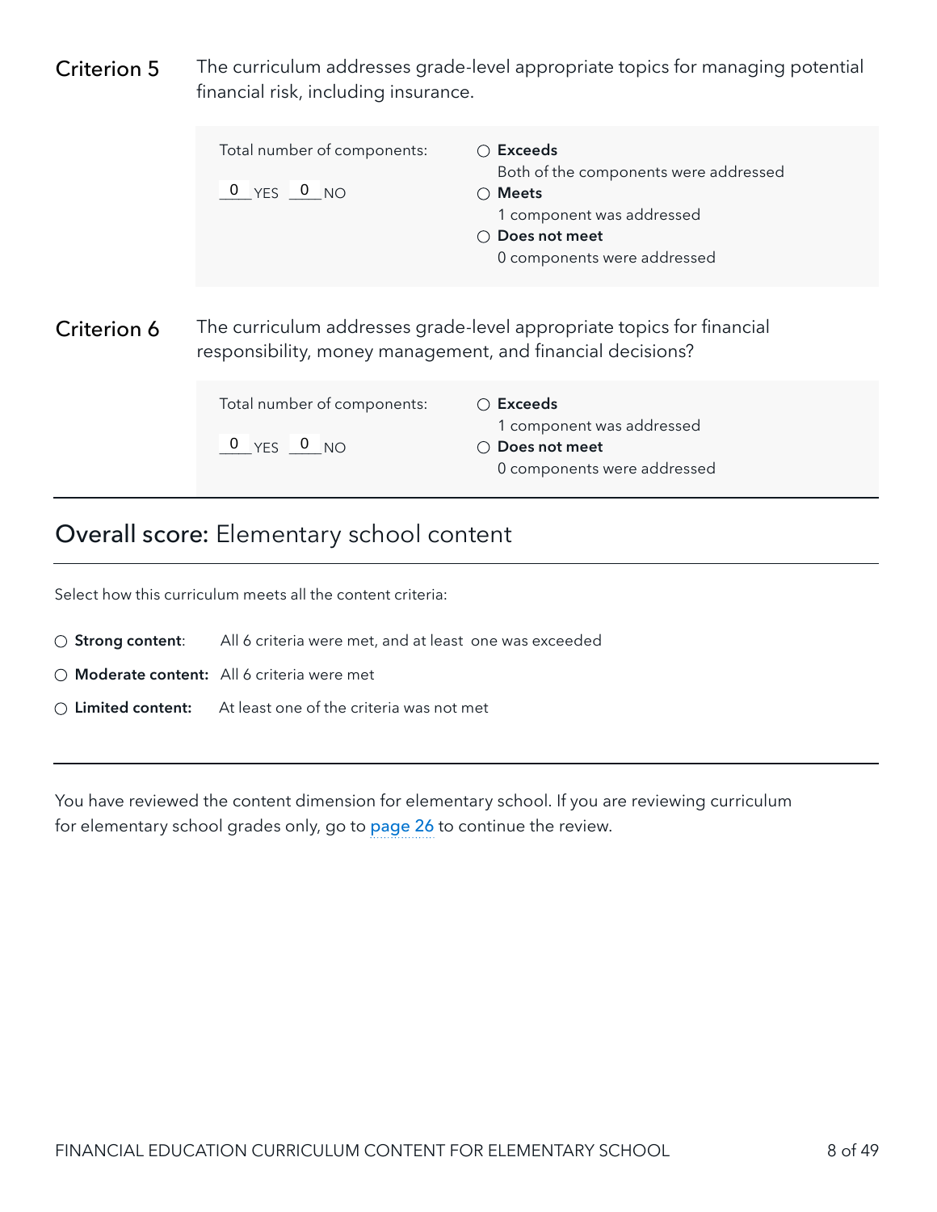**Criterion 5** The curriculum addresses grade-level appropriate topics for managing potential financial risk, including insurance.

Total number of components:

0 YES 0 NO

- ○ **Exceeds**
  Both of the components were addressed
- ○ **Meets**
  1 component was addressed
- ○ **Does not meet**
  0 components were addressed

**Criterion 6** The curriculum addresses grade-level appropriate topics for financial responsibility, money management, and financial decisions?

Total number of components:

0 YES 0 NO

- ○ **Exceeds**
  1 component was addressed
- ○ **Does not meet**
  0 components were addressed

## Overall score: Elementary school content

Select how this curriculum meets all the content criteria:

- ○ **Strong content**: All 6 criteria were met, and at least one was exceeded
- ○ **Moderate content:** All 6 criteria were met
- ○ **Limited content:** At least one of the criteria was not met

You have reviewed the content dimension for elementary school. If you are reviewing curriculum for elementary school grades only, go to page 26 to continue the review.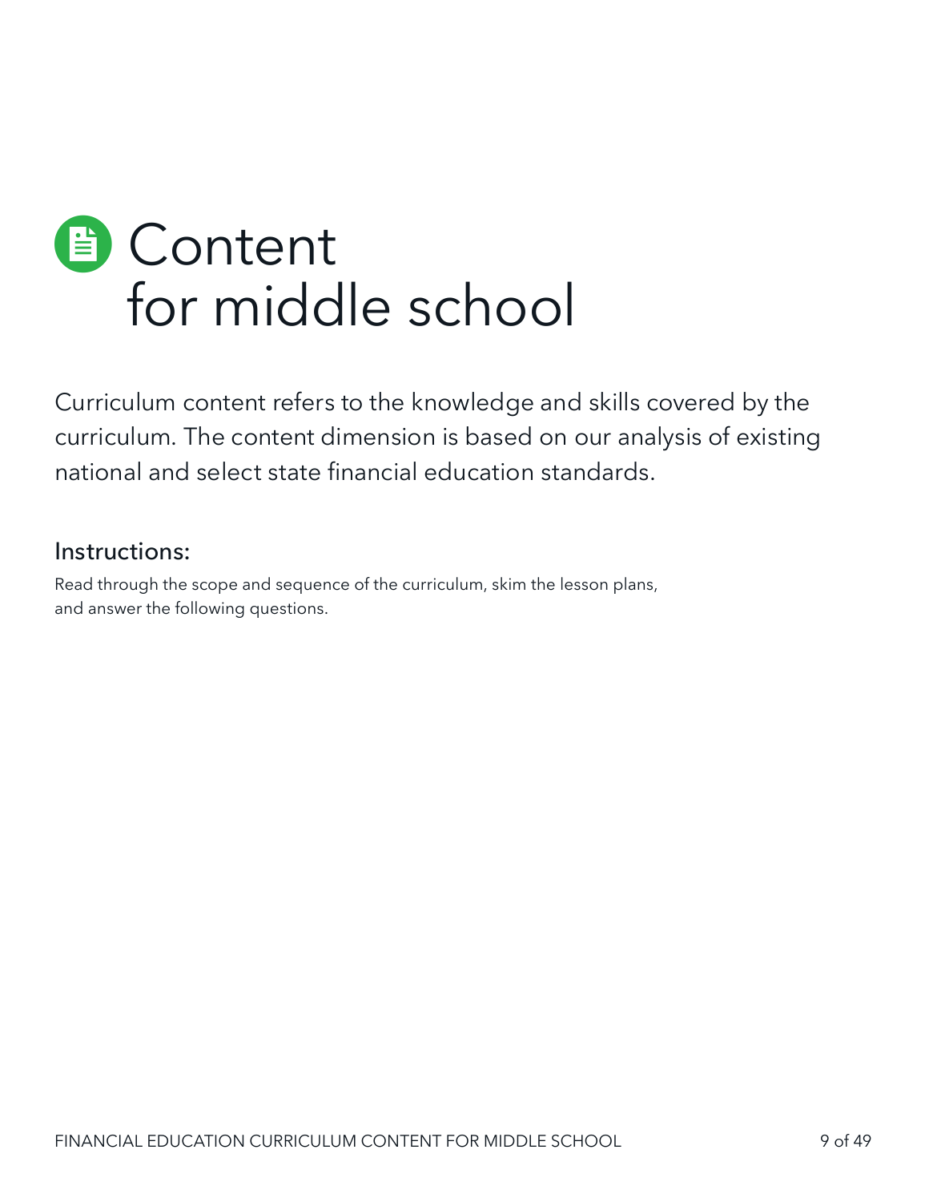# Content for middle school

Curriculum content refers to the knowledge and skills covered by the curriculum. The content dimension is based on our analysis of existing national and select state financial education standards.

## Instructions:

Read through the scope and sequence of the curriculum, skim the lesson plans, and answer the following questions.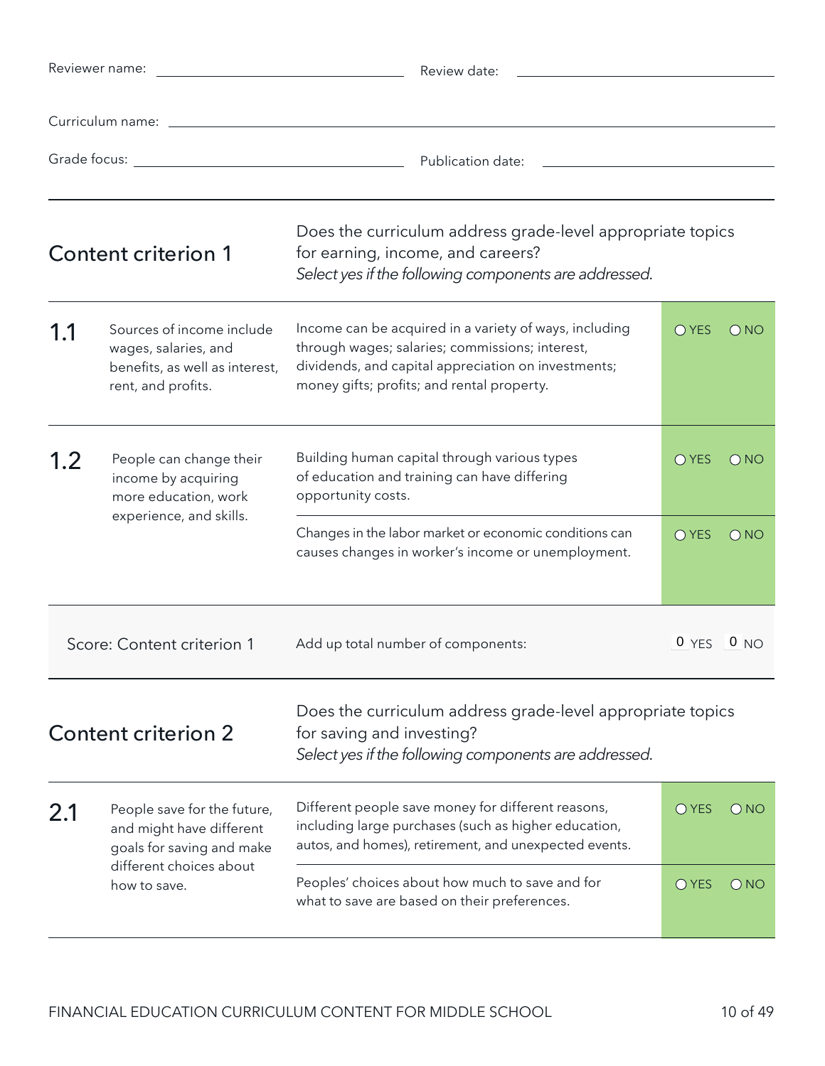Reviewer name: ______________________ Review date: ______________________

Curriculum name: ______________________

Grade focus: ______________________ Publication date: ______________________

## Content criterion 1

Does the curriculum address grade-level appropriate topics for earning, income, and careers?
*Select yes if the following components are addressed.*

| | | | |
|---|---|---|---|
| **1.1** | Sources of income include wages, salaries, and benefits, as well as interest, rent, and profits. | Income can be acquired in a variety of ways, including through wages; salaries; commissions; interest, dividends, and capital appreciation on investments; money gifts; profits; and rental property. | ○ YES ○ NO |
| **1.2** | People can change their income by acquiring more education, work experience, and skills. | Building human capital through various types of education and training can have differing opportunity costs. | ○ YES ○ NO |
| | | Changes in the labor market or economic conditions can causes changes in worker's income or unemployment. | ○ YES ○ NO |
| | Score: Content criterion 1 | Add up total number of components: | 0 YES 0 NO |

## Content criterion 2

Does the curriculum address grade-level appropriate topics for saving and investing?
*Select yes if the following components are addressed.*

| | | | |
|---|---|---|---|
| **2.1** | People save for the future, and might have different goals for saving and make different choices about how to save. | Different people save money for different reasons, including large purchases (such as higher education, autos, and homes), retirement, and unexpected events. | ○ YES ○ NO |
| | | Peoples' choices about how much to save and for what to save are based on their preferences. | ○ YES ○ NO |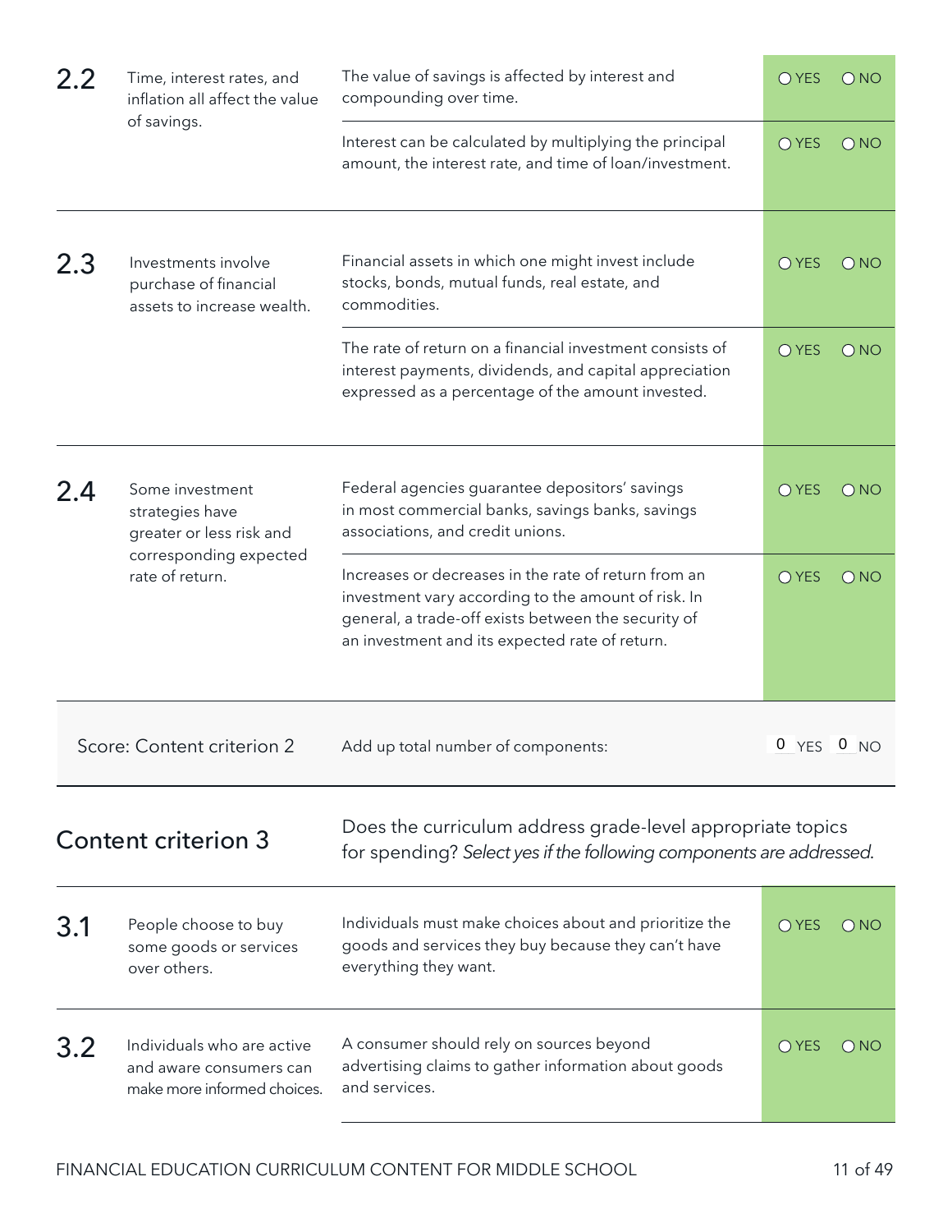| | | | |
|---|---|---|---|
| 2.2 | Time, interest rates, and inflation all affect the value of savings. | The value of savings is affected by interest and compounding over time. | ○ YES ○ NO |
| | | Interest can be calculated by multiplying the principal amount, the interest rate, and time of loan/investment. | ○ YES ○ NO |
| 2.3 | Investments involve purchase of financial assets to increase wealth. | Financial assets in which one might invest include stocks, bonds, mutual funds, real estate, and commodities. | ○ YES ○ NO |
| | | The rate of return on a financial investment consists of interest payments, dividends, and capital appreciation expressed as a percentage of the amount invested. | ○ YES ○ NO |
| 2.4 | Some investment strategies have greater or less risk and corresponding expected rate of return. | Federal agencies guarantee depositors' savings in most commercial banks, savings banks, savings associations, and credit unions. | ○ YES ○ NO |
| | | Increases or decreases in the rate of return from an investment vary according to the amount of risk. In general, a trade-off exists between the security of an investment and its expected rate of return. | ○ YES ○ NO |
| Score: Content criterion 2 | | Add up total number of components: | 0 YES 0 NO |

## Content criterion 3

Does the curriculum address grade-level appropriate topics for spending? *Select yes if the following components are addressed.*

| | | | |
|---|---|---|---|
| 3.1 | People choose to buy some goods or services over others. | Individuals must make choices about and prioritize the goods and services they buy because they can't have everything they want. | ○ YES ○ NO |
| 3.2 | Individuals who are active and aware consumers can make more informed choices. | A consumer should rely on sources beyond advertising claims to gather information about goods and services. | ○ YES ○ NO |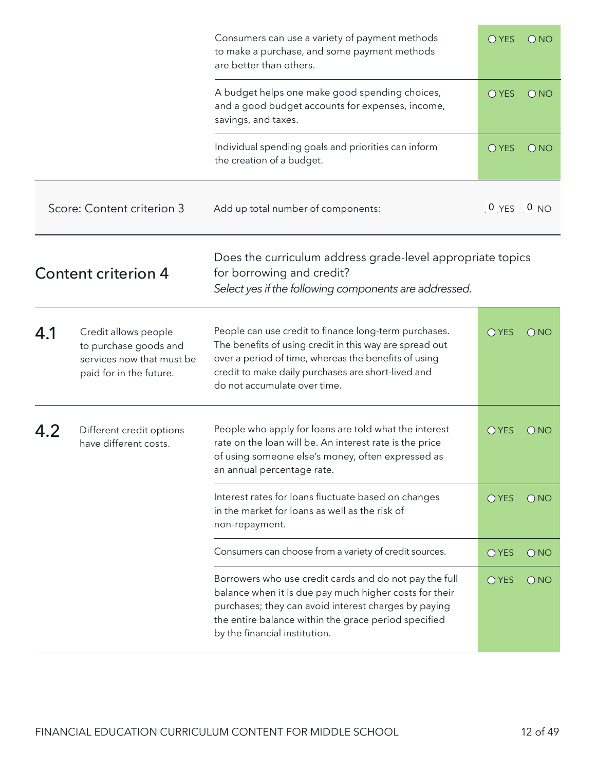| | | | |
|---|---|---|---|
| | | Consumers can use a variety of payment methods to make a purchase, and some payment methods are better than others. | ○ YES ○ NO |
| | | A budget helps one make good spending choices, and a good budget accounts for expenses, income, savings, and taxes. | ○ YES ○ NO |
| | | Individual spending goals and priorities can inform the creation of a budget. | ○ YES ○ NO |

| Score: Content criterion 3 | Add up total number of components: | 0 YES 0 NO |
|---|---|---|

## Content criterion 4

Does the curriculum address grade-level appropriate topics for borrowing and credit?
*Select yes if the following components are addressed.*

| | | | |
|---|---|---|---|
| **4.1** | Credit allows people to purchase goods and services now that must be paid for in the future. | People can use credit to finance long-term purchases. The benefits of using credit in this way are spread out over a period of time, whereas the benefits of using credit to make daily purchases are short-lived and do not accumulate over time. | ○ YES ○ NO |
| **4.2** | Different credit options have different costs. | People who apply for loans are told what the interest rate on the loan will be. An interest rate is the price of using someone else's money, often expressed as an annual percentage rate. | ○ YES ○ NO |
| | | Interest rates for loans fluctuate based on changes in the market for loans as well as the risk of non-repayment. | ○ YES ○ NO |
| | | Consumers can choose from a variety of credit sources. | ○ YES ○ NO |
| | | Borrowers who use credit cards and do not pay the full balance when it is due pay much higher costs for their purchases; they can avoid interest charges by paying the entire balance within the grace period specified by the financial institution. | ○ YES ○ NO |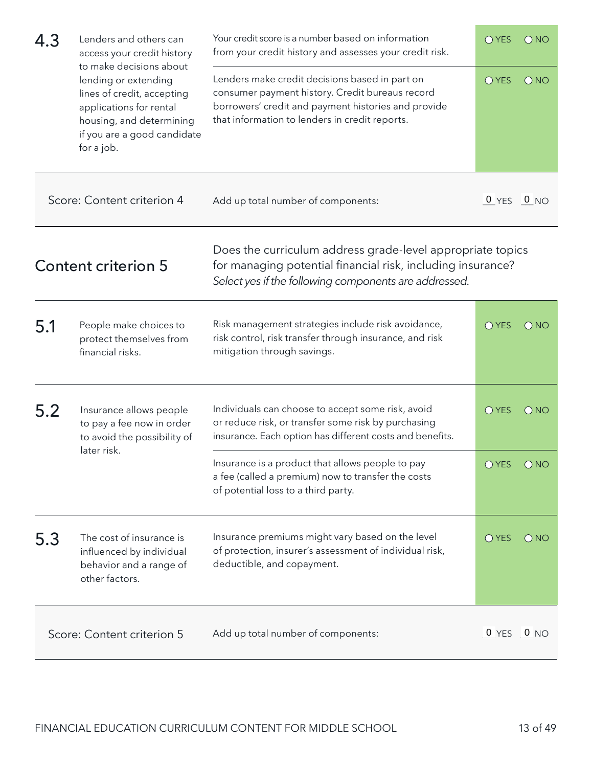| | | | |
|---|---|---|---|
| **4.3** | Lenders and others can access your credit history to make decisions about lending or extending lines of credit, accepting applications for rental housing, and determining if you are a good candidate for a job. | Your credit score is a number based on information from your credit history and assesses your credit risk. | ○ YES ○ NO |
| | | Lenders make credit decisions based in part on consumer payment history. Credit bureaus record borrowers' credit and payment histories and provide that information to lenders in credit reports. | ○ YES ○ NO |
| Score: Content criterion 4 | | Add up total number of components: | 0 YES 0 NO |

## Content criterion 5

Does the curriculum address grade-level appropriate topics for managing potential financial risk, including insurance? *Select yes if the following components are addressed.*

| | | | |
|---|---|---|---|
| **5.1** | People make choices to protect themselves from financial risks. | Risk management strategies include risk avoidance, risk control, risk transfer through insurance, and risk mitigation through savings. | ○ YES ○ NO |
| **5.2** | Insurance allows people to pay a fee now in order to avoid the possibility of later risk. | Individuals can choose to accept some risk, avoid or reduce risk, or transfer some risk by purchasing insurance. Each option has different costs and benefits. | ○ YES ○ NO |
| | | Insurance is a product that allows people to pay a fee (called a premium) now to transfer the costs of potential loss to a third party. | ○ YES ○ NO |
| **5.3** | The cost of insurance is influenced by individual behavior and a range of other factors. | Insurance premiums might vary based on the level of protection, insurer's assessment of individual risk, deductible, and copayment. | ○ YES ○ NO |
| Score: Content criterion 5 | | Add up total number of components: | 0 YES 0 NO |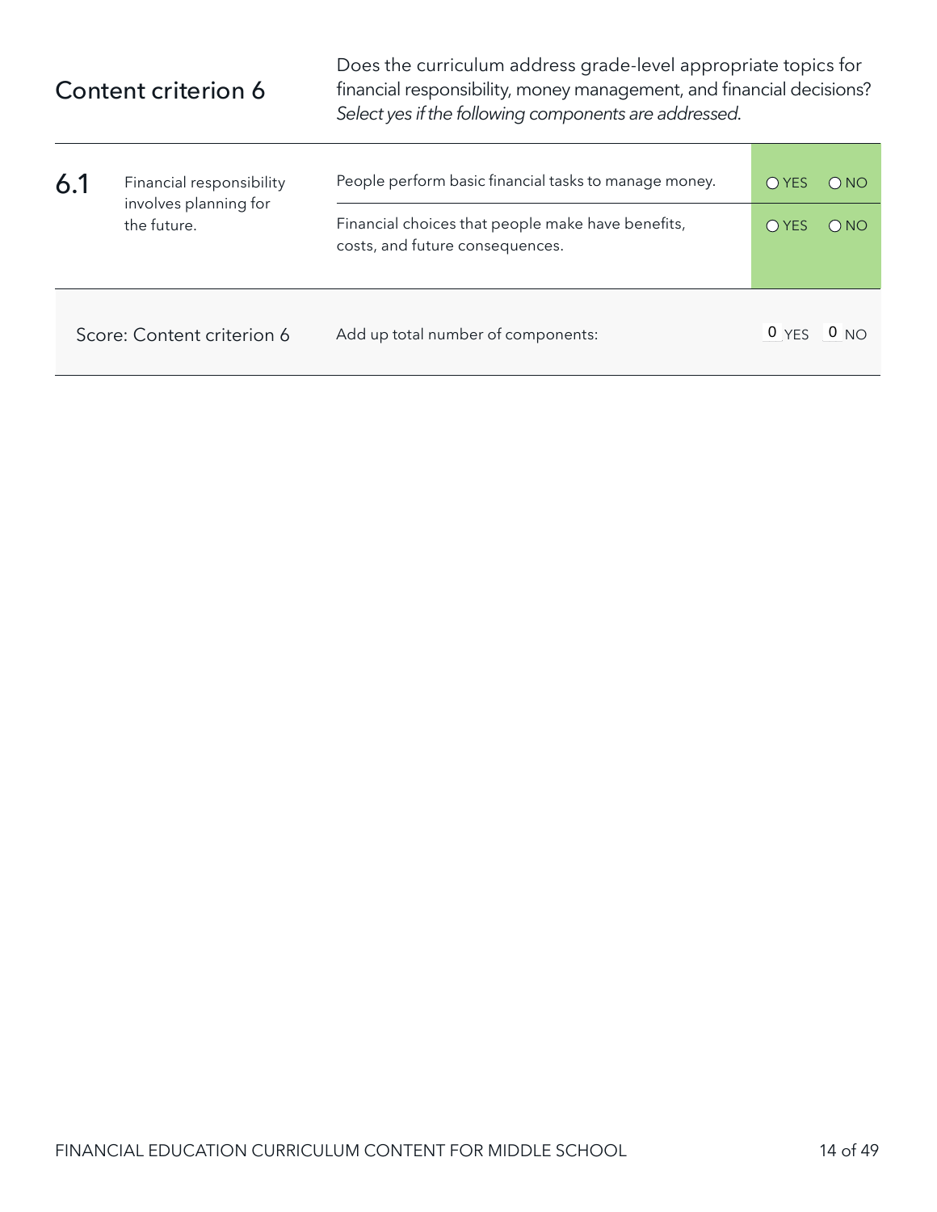## Content criterion 6

Does the curriculum address grade-level appropriate topics for financial responsibility, money management, and financial decisions? *Select yes if the following components are addressed.*

| | | | | |
|---|---|---|---|---|
| **6.1** | Financial responsibility involves planning for the future. | People perform basic financial tasks to manage money. | ○ YES | ○ NO |
| | | Financial choices that people make have benefits, costs, and future consequences. | ○ YES | ○ NO |
| Score: Content criterion 6 | | Add up total number of components: | 0 YES | 0 NO |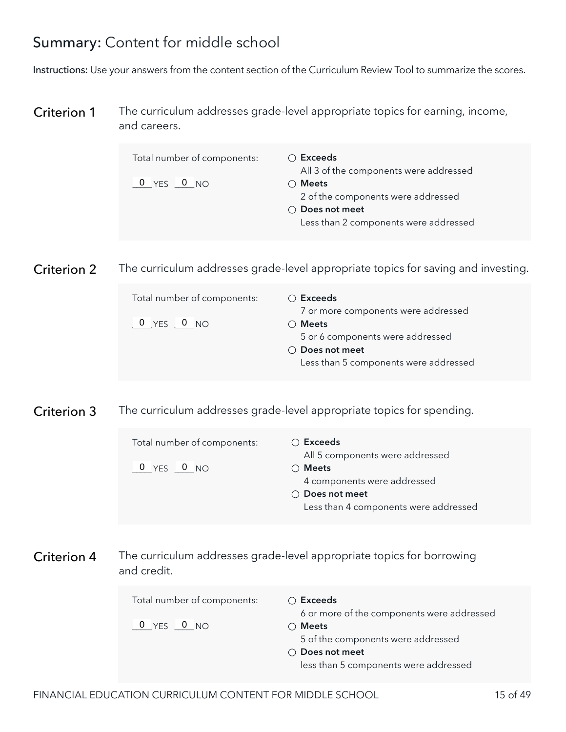# Summary: Content for middle school

**Instructions:** Use your answers from the content section of the Curriculum Review Tool to summarize the scores.

## Criterion 1

The curriculum addresses grade-level appropriate topics for earning, income, and careers.

Total number of components:

0 YES 0 NO

- ○ **Exceeds**
  All 3 of the components were addressed
- ○ **Meets**
  2 of the components were addressed
- ○ **Does not meet**
  Less than 2 components were addressed

## Criterion 2

The curriculum addresses grade-level appropriate topics for saving and investing.

Total number of components:

0 YES 0 NO

- ○ **Exceeds**
  7 or more components were addressed
- ○ **Meets**
  5 or 6 components were addressed
- ○ **Does not meet**
  Less than 5 components were addressed

## Criterion 3

The curriculum addresses grade-level appropriate topics for spending.

Total number of components:

0 YES 0 NO

- ○ **Exceeds**
  All 5 components were addressed
- ○ **Meets**
  4 components were addressed
- ○ **Does not meet**
  Less than 4 components were addressed

## Criterion 4

The curriculum addresses grade-level appropriate topics for borrowing and credit.

Total number of components:

0 YES 0 NO

- ○ **Exceeds**
  6 or more of the components were addressed
- ○ **Meets**
  5 of the components were addressed
- ○ **Does not meet**
  less than 5 components were addressed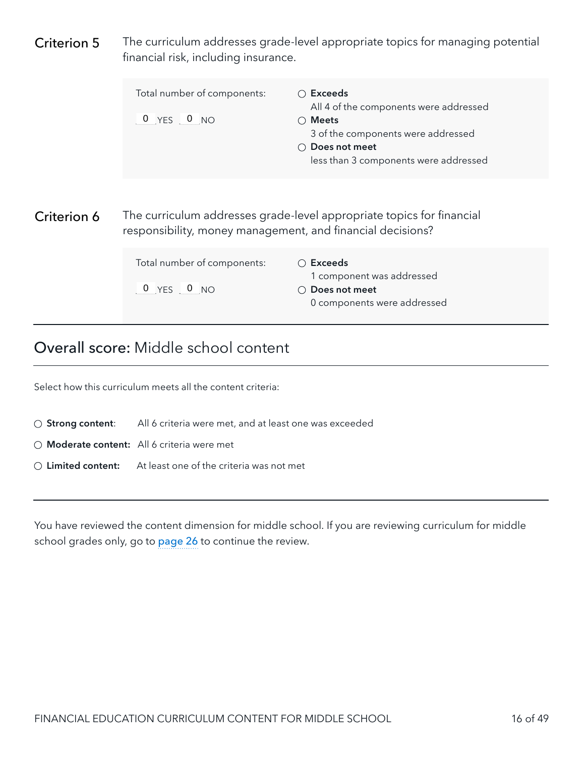## Criterion 5

The curriculum addresses grade-level appropriate topics for managing potential financial risk, including insurance.

Total number of components:

0 YES 0 NO

- ○ **Exceeds**
  All 4 of the components were addressed
- ○ **Meets**
  3 of the components were addressed
- ○ **Does not meet**
  less than 3 components were addressed

## Criterion 6

The curriculum addresses grade-level appropriate topics for financial responsibility, money management, and financial decisions?

Total number of components:

0 YES 0 NO

- ○ **Exceeds**
  1 component was addressed
- ○ **Does not meet**
  0 components were addressed

## Overall score: Middle school content

Select how this curriculum meets all the content criteria:

- ○ **Strong content**: All 6 criteria were met, and at least one was exceeded
- ○ **Moderate content:** All 6 criteria were met
- ○ **Limited content:** At least one of the criteria was not met

You have reviewed the content dimension for middle school. If you are reviewing curriculum for middle school grades only, go to page 26 to continue the review.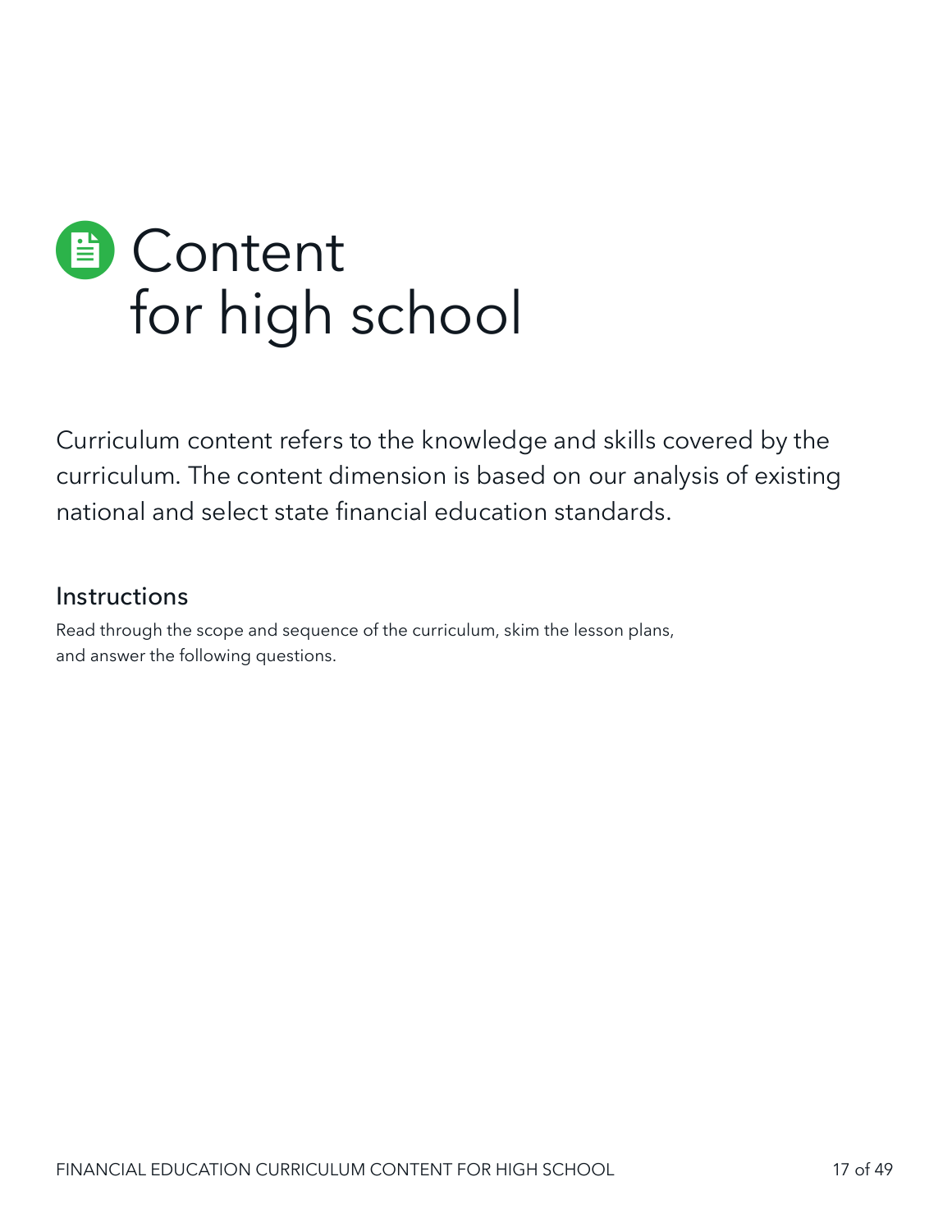# Content for high school

Curriculum content refers to the knowledge and skills covered by the curriculum. The content dimension is based on our analysis of existing national and select state financial education standards.

## Instructions

Read through the scope and sequence of the curriculum, skim the lesson plans, and answer the following questions.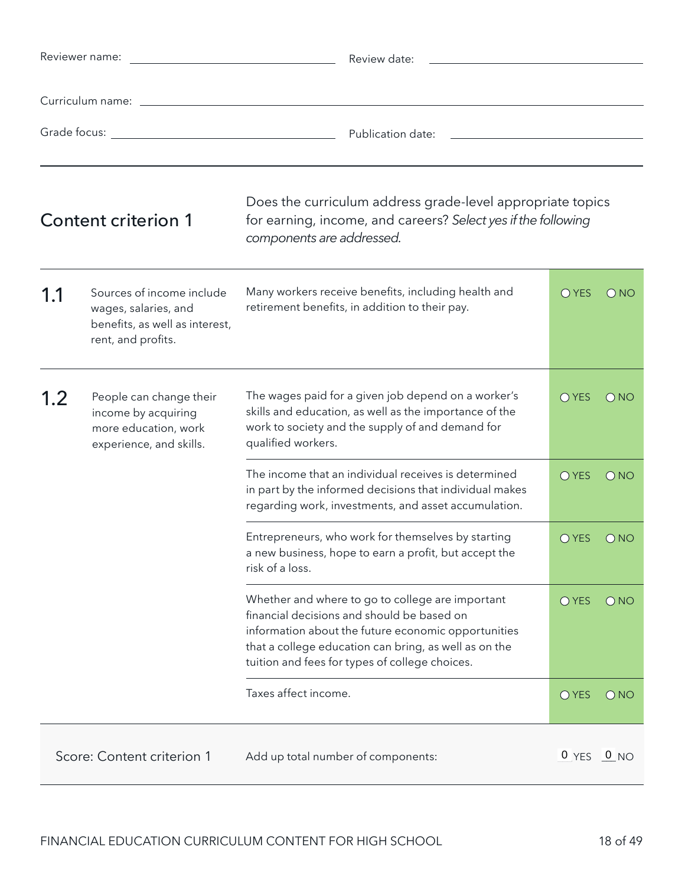Reviewer name: ______________________ Review date: ______________________

Curriculum name: ______________________________________________

Grade focus: ______________________ Publication date: ______________________

---

## Content criterion 1

Does the curriculum address grade-level appropriate topics for earning, income, and careers? *Select yes if the following components are addressed.*

| | | | |
|---|---|---|---|
| **1.1** | Sources of income include wages, salaries, and benefits, as well as interest, rent, and profits. | Many workers receive benefits, including health and retirement benefits, in addition to their pay. | ○ YES ○ NO |
| **1.2** | People can change their income by acquiring more education, work experience, and skills. | The wages paid for a given job depend on a worker's skills and education, as well as the importance of the work to society and the supply of and demand for qualified workers. | ○ YES ○ NO |
| | | The income that an individual receives is determined in part by the informed decisions that individual makes regarding work, investments, and asset accumulation. | ○ YES ○ NO |
| | | Entrepreneurs, who work for themselves by starting a new business, hope to earn a profit, but accept the risk of a loss. | ○ YES ○ NO |
| | | Whether and where to go to college are important financial decisions and should be based on information about the future economic opportunities that a college education can bring, as well as on the tuition and fees for types of college choices. | ○ YES ○ NO |
| | | Taxes affect income. | ○ YES ○ NO |
| | **Score: Content criterion 1** | Add up total number of components: | 0 YES 0 NO |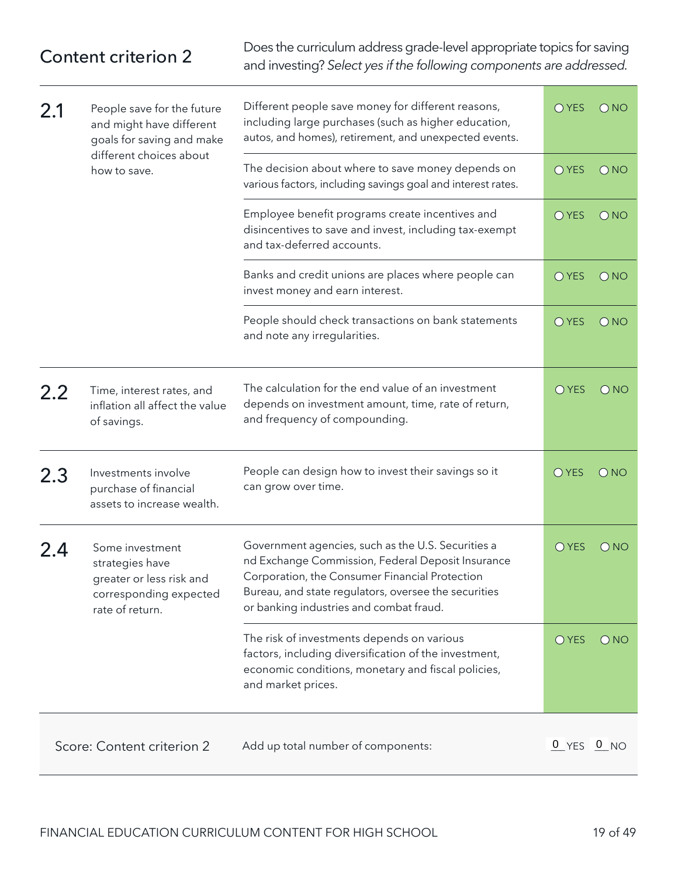## Content criterion 2

Does the curriculum address grade-level appropriate topics for saving and investing? *Select yes if the following components are addressed.*

| | | | |
|---|---|---|---|
| **2.1** | People save for the future and might have different goals for saving and make different choices about how to save. | Different people save money for different reasons, including large purchases (such as higher education, autos, and homes), retirement, and unexpected events. | ○ YES ○ NO |
| | | The decision about where to save money depends on various factors, including savings goal and interest rates. | ○ YES ○ NO |
| | | Employee benefit programs create incentives and disincentives to save and invest, including tax-exempt and tax-deferred accounts. | ○ YES ○ NO |
| | | Banks and credit unions are places where people can invest money and earn interest. | ○ YES ○ NO |
| | | People should check transactions on bank statements and note any irregularities. | ○ YES ○ NO |
| **2.2** | Time, interest rates, and inflation all affect the value of savings. | The calculation for the end value of an investment depends on investment amount, time, rate of return, and frequency of compounding. | ○ YES ○ NO |
| **2.3** | Investments involve purchase of financial assets to increase wealth. | People can design how to invest their savings so it can grow over time. | ○ YES ○ NO |
| **2.4** | Some investment strategies have greater or less risk and corresponding expected rate of return. | Government agencies, such as the U.S. Securities a nd Exchange Commission, Federal Deposit Insurance Corporation, the Consumer Financial Protection Bureau, and state regulators, oversee the securities or banking industries and combat fraud. | ○ YES ○ NO |
| | | The risk of investments depends on various factors, including diversification of the investment, economic conditions, monetary and fiscal policies, and market prices. | ○ YES ○ NO |

| Score: Content criterion 2 | Add up total number of components: | 0 YES 0 NO |
|---|---|---|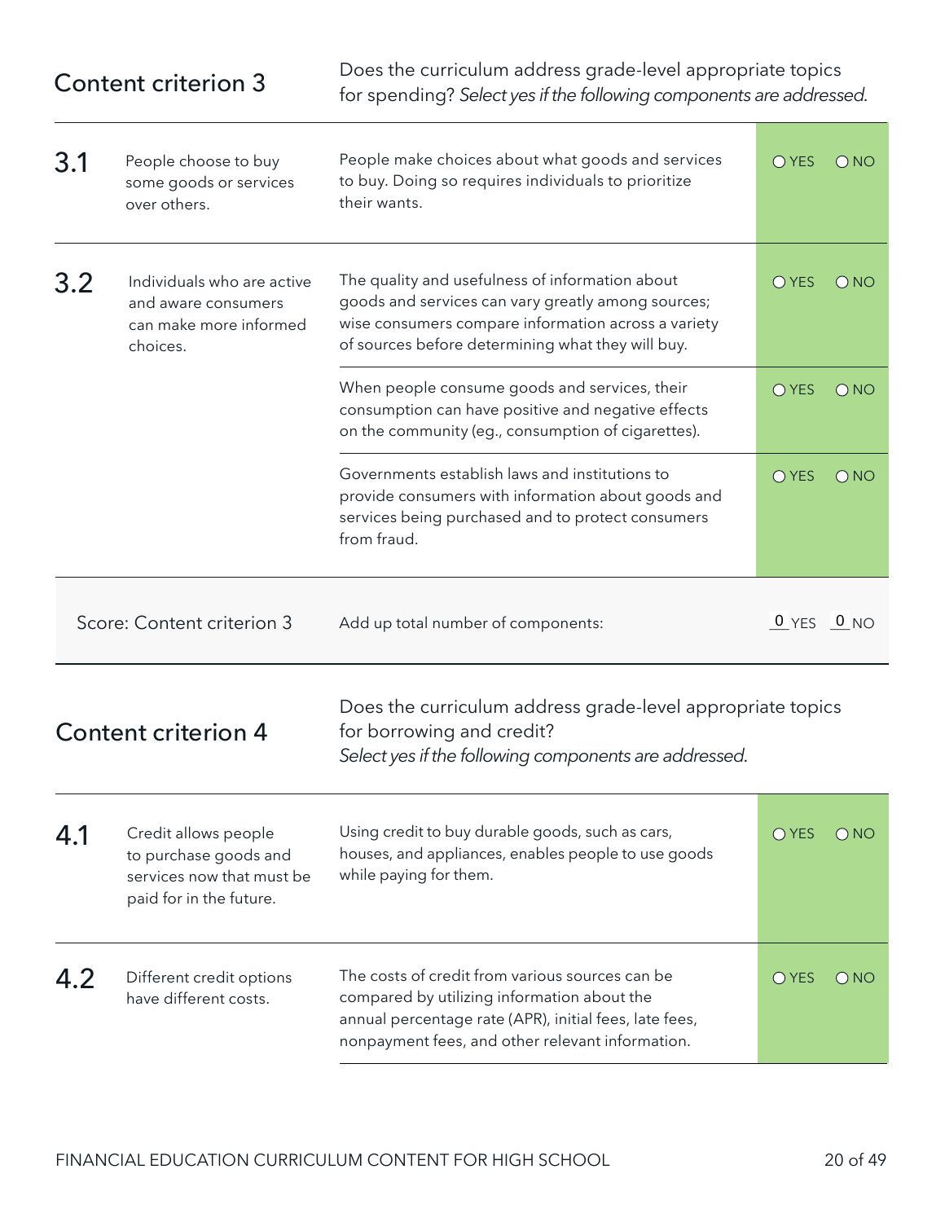## Content criterion 3

Does the curriculum address grade-level appropriate topics for spending? *Select yes if the following components are addressed.*

| | | | |
|---|---|---|---|
| **3.1** | People choose to buy some goods or services over others. | People make choices about what goods and services to buy. Doing so requires individuals to prioritize their wants. | ○ YES ○ NO |
| **3.2** | Individuals who are active and aware consumers can make more informed choices. | The quality and usefulness of information about goods and services can vary greatly among sources; wise consumers compare information across a variety of sources before determining what they will buy. | ○ YES ○ NO |
| | | When people consume goods and services, their consumption can have positive and negative effects on the community (eg., consumption of cigarettes). | ○ YES ○ NO |
| | | Governments establish laws and institutions to provide consumers with information about goods and services being purchased and to protect consumers from fraud. | ○ YES ○ NO |
| | **Score: Content criterion 3** | Add up total number of components: | 0 YES 0 NO |

## Content criterion 4

Does the curriculum address grade-level appropriate topics for borrowing and credit?
*Select yes if the following components are addressed.*

| | | | |
|---|---|---|---|
| **4.1** | Credit allows people to purchase goods and services now that must be paid for in the future. | Using credit to buy durable goods, such as cars, houses, and appliances, enables people to use goods while paying for them. | ○ YES ○ NO |
| **4.2** | Different credit options have different costs. | The costs of credit from various sources can be compared by utilizing information about the annual percentage rate (APR), initial fees, late fees, nonpayment fees, and other relevant information. | ○ YES ○ NO |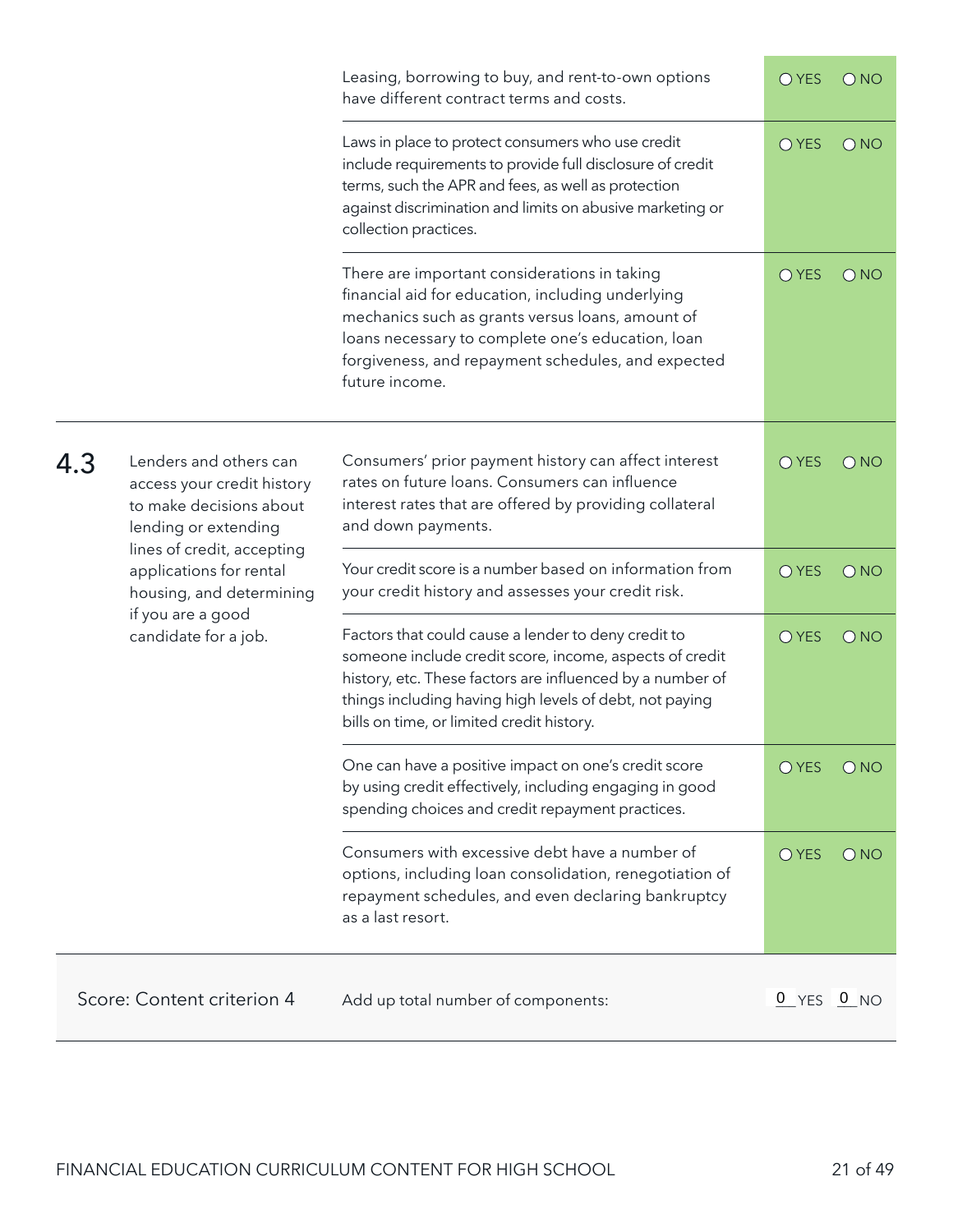| | | | |
|---|---|---|---|
| | | Leasing, borrowing to buy, and rent-to-own options have different contract terms and costs. | ○ YES ○ NO |
| | | Laws in place to protect consumers who use credit include requirements to provide full disclosure of credit terms, such the APR and fees, as well as protection against discrimination and limits on abusive marketing or collection practices. | ○ YES ○ NO |
| | | There are important considerations in taking financial aid for education, including underlying mechanics such as grants versus loans, amount of loans necessary to complete one's education, loan forgiveness, and repayment schedules, and expected future income. | ○ YES ○ NO |
| 4.3 | Lenders and others can access your credit history to make decisions about lending or extending lines of credit, accepting applications for rental housing, and determining if you are a good candidate for a job. | Consumers' prior payment history can affect interest rates on future loans. Consumers can influence interest rates that are offered by providing collateral and down payments. | ○ YES ○ NO |
| | | Your credit score is a number based on information from your credit history and assesses your credit risk. | ○ YES ○ NO |
| | | Factors that could cause a lender to deny credit to someone include credit score, income, aspects of credit history, etc. These factors are influenced by a number of things including having high levels of debt, not paying bills on time, or limited credit history. | ○ YES ○ NO |
| | | One can have a positive impact on one's credit score by using credit effectively, including engaging in good spending choices and credit repayment practices. | ○ YES ○ NO |
| | | Consumers with excessive debt have a number of options, including loan consolidation, renegotiation of repayment schedules, and even declaring bankruptcy as a last resort. | ○ YES ○ NO |
| Score: Content criterion 4 | | Add up total number of components: | 0 YES 0 NO |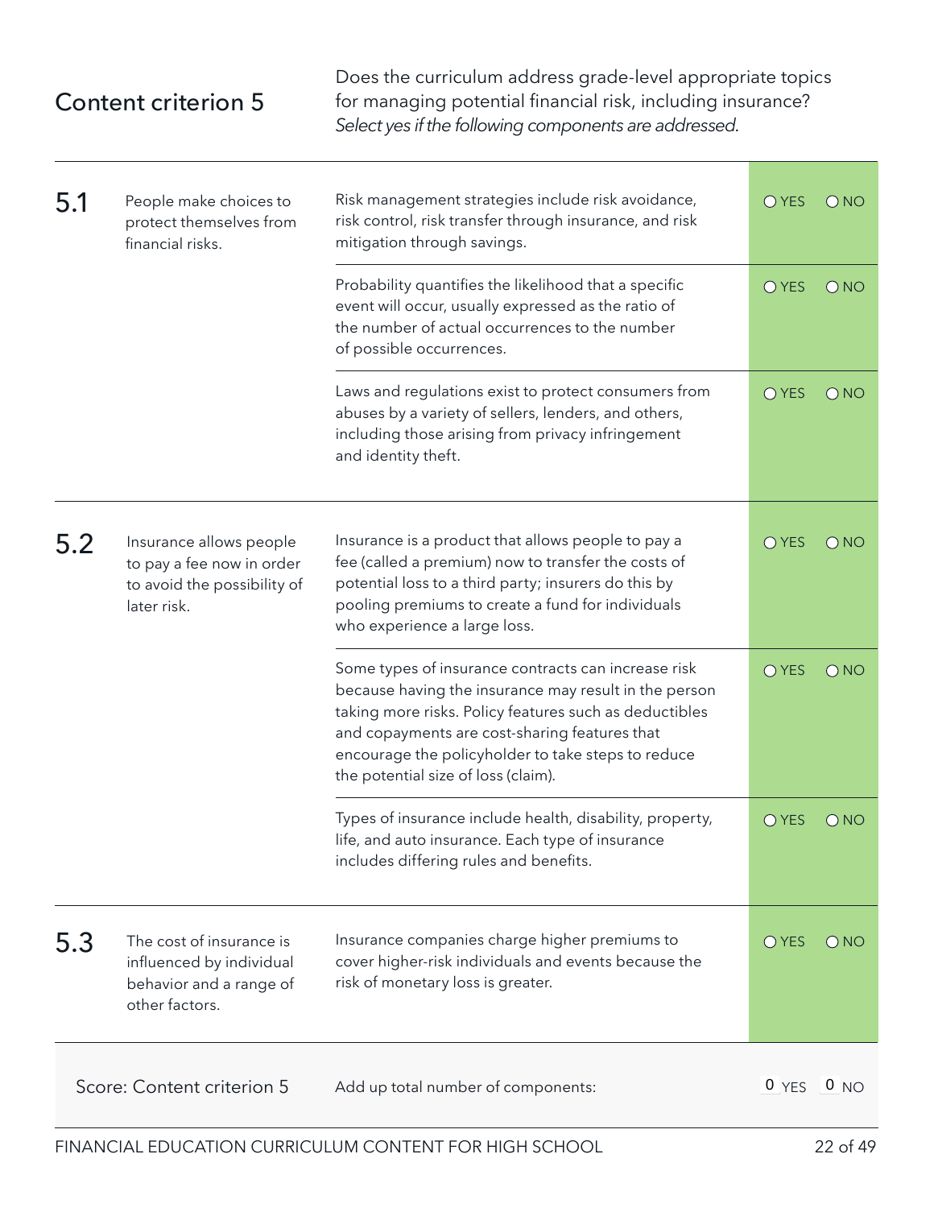## Content criterion 5

Does the curriculum address grade-level appropriate topics for managing potential financial risk, including insurance? *Select yes if the following components are addressed.*

| | | | |
|---|---|---|---|
| **5.1** | People make choices to protect themselves from financial risks. | Risk management strategies include risk avoidance, risk control, risk transfer through insurance, and risk mitigation through savings. | ○ YES ○ NO |
| | | Probability quantifies the likelihood that a specific event will occur, usually expressed as the ratio of the number of actual occurrences to the number of possible occurrences. | ○ YES ○ NO |
| | | Laws and regulations exist to protect consumers from abuses by a variety of sellers, lenders, and others, including those arising from privacy infringement and identity theft. | ○ YES ○ NO |
| **5.2** | Insurance allows people to pay a fee now in order to avoid the possibility of later risk. | Insurance is a product that allows people to pay a fee (called a premium) now to transfer the costs of potential loss to a third party; insurers do this by pooling premiums to create a fund for individuals who experience a large loss. | ○ YES ○ NO |
| | | Some types of insurance contracts can increase risk because having the insurance may result in the person taking more risks. Policy features such as deductibles and copayments are cost-sharing features that encourage the policyholder to take steps to reduce the potential size of loss (claim). | ○ YES ○ NO |
| | | Types of insurance include health, disability, property, life, and auto insurance. Each type of insurance includes differing rules and benefits. | ○ YES ○ NO |
| **5.3** | The cost of insurance is influenced by individual behavior and a range of other factors. | Insurance companies charge higher premiums to cover higher-risk individuals and events because the risk of monetary loss is greater. | ○ YES ○ NO |
| Score: Content criterion 5 | | Add up total number of components: | 0 YES 0 NO |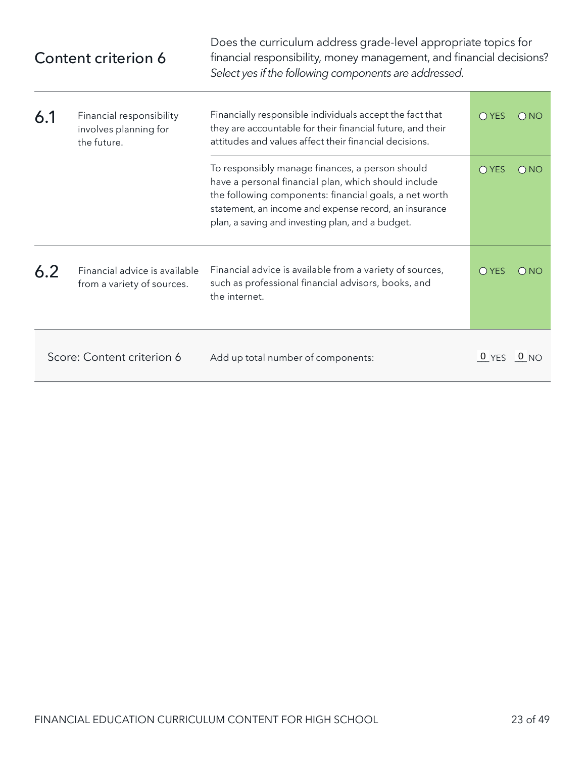## Content criterion 6

Does the curriculum address grade-level appropriate topics for financial responsibility, money management, and financial decisions? *Select yes if the following components are addressed.*

| | | | |
|---|---|---|---|
| **6.1** | Financial responsibility involves planning for the future. | Financially responsible individuals accept the fact that they are accountable for their financial future, and their attitudes and values affect their financial decisions. | ○ YES ○ NO |
| | | To responsibly manage finances, a person should have a personal financial plan, which should include the following components: financial goals, a net worth statement, an income and expense record, an insurance plan, a saving and investing plan, and a budget. | ○ YES ○ NO |
| **6.2** | Financial advice is available from a variety of sources. | Financial advice is available from a variety of sources, such as professional financial advisors, books, and the internet. | ○ YES ○ NO |
| Score: Content criterion 6 | | Add up total number of components: | 0 YES 0 NO |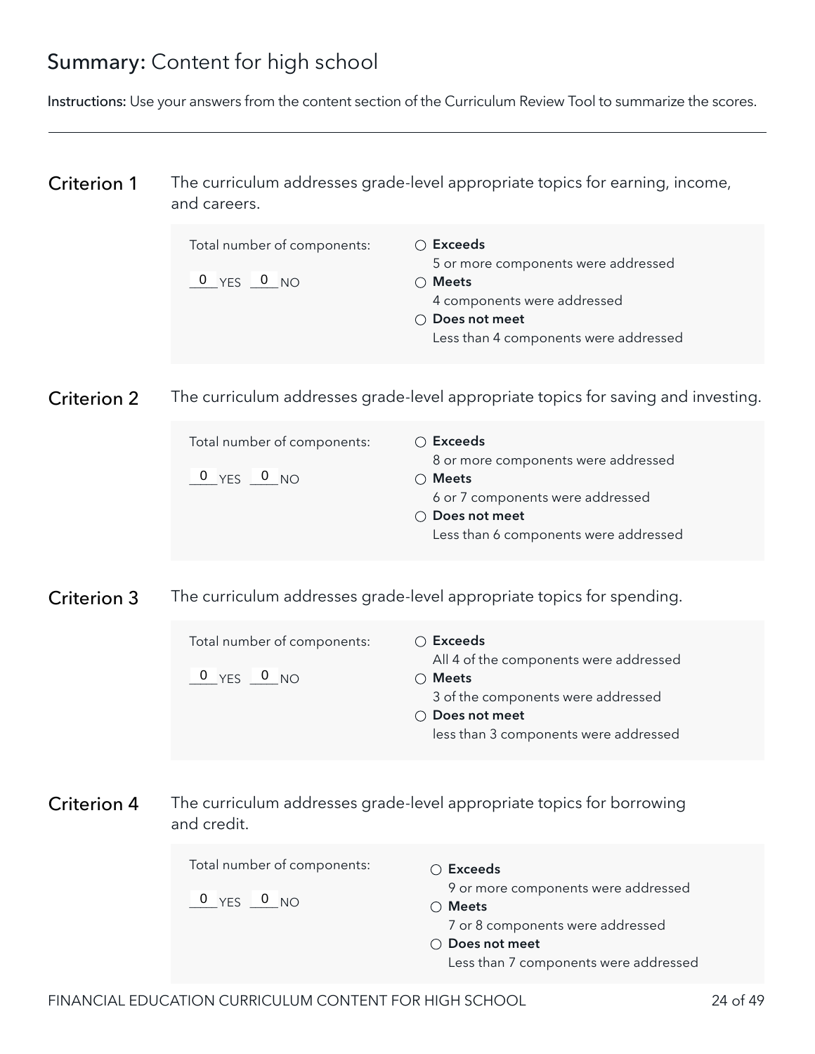## Summary: Content for high school

**Instructions:** Use your answers from the content section of the Curriculum Review Tool to summarize the scores.

---

### Criterion 1

The curriculum addresses grade-level appropriate topics for earning, income, and careers.

Total number of components:

0 YES 0 NO

- ○ **Exceeds**
  5 or more components were addressed
- ○ **Meets**
  4 components were addressed
- ○ **Does not meet**
  Less than 4 components were addressed

### Criterion 2

The curriculum addresses grade-level appropriate topics for saving and investing.

Total number of components:

0 YES 0 NO

- ○ **Exceeds**
  8 or more components were addressed
- ○ **Meets**
  6 or 7 components were addressed
- ○ **Does not meet**
  Less than 6 components were addressed

### Criterion 3

The curriculum addresses grade-level appropriate topics for spending.

Total number of components:

0 YES 0 NO

- ○ **Exceeds**
  All 4 of the components were addressed
- ○ **Meets**
  3 of the components were addressed
- ○ **Does not meet**
  less than 3 components were addressed

### Criterion 4

The curriculum addresses grade-level appropriate topics for borrowing and credit.

Total number of components:

0 YES 0 NO

- ○ **Exceeds**
  9 or more components were addressed
- ○ **Meets**
  7 or 8 components were addressed
- ○ **Does not meet**
  Less than 7 components were addressed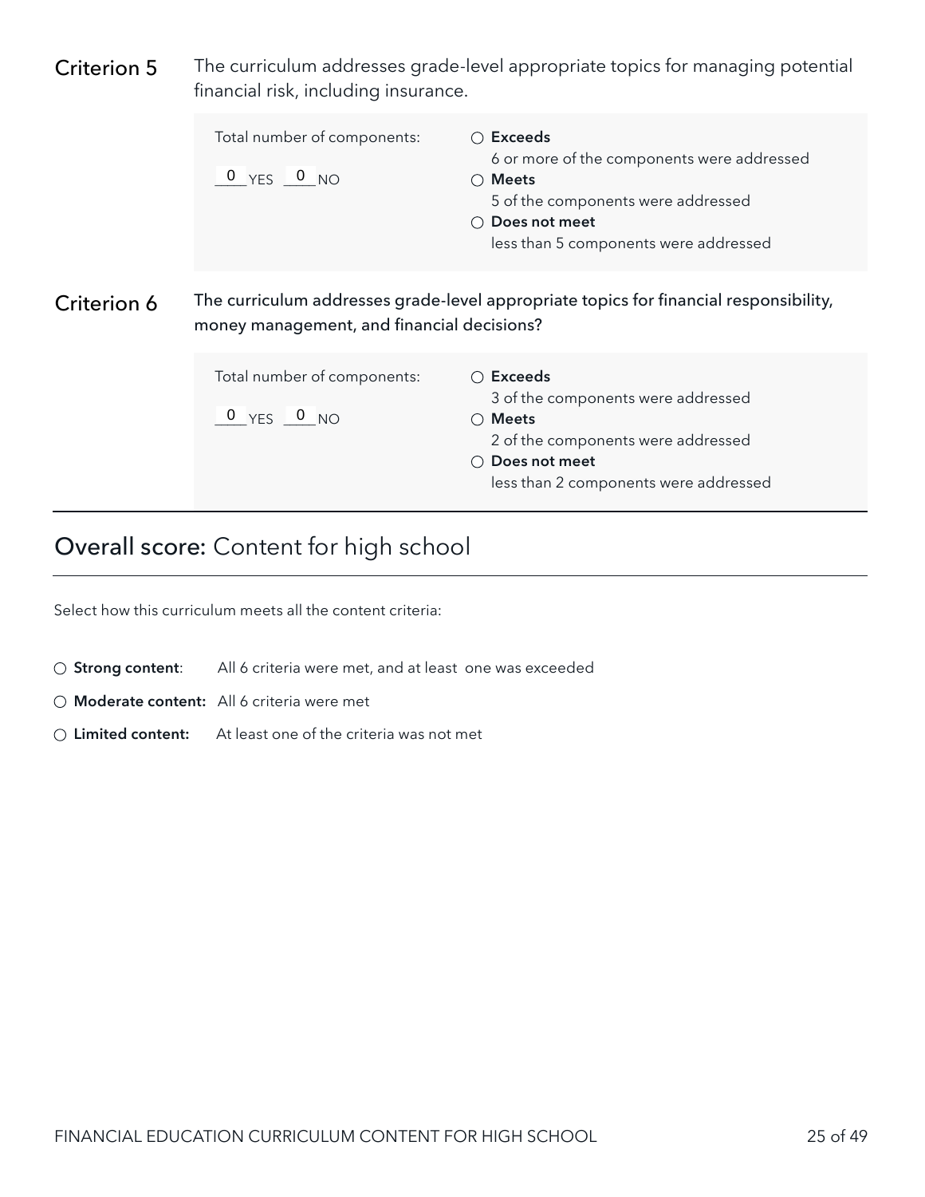**Criterion 5** The curriculum addresses grade-level appropriate topics for managing potential financial risk, including insurance.

Total number of components:

0 YES 0 NO

○ **Exceeds**
6 or more of the components were addressed

○ **Meets**
5 of the components were addressed

○ **Does not meet**
less than 5 components were addressed

**Criterion 6** The curriculum addresses grade-level appropriate topics for financial responsibility, money management, and financial decisions?

Total number of components:

0 YES 0 NO

○ **Exceeds**
3 of the components were addressed

○ **Meets**
2 of the components were addressed

○ **Does not meet**
less than 2 components were addressed

## Overall score: Content for high school

Select how this curriculum meets all the content criteria:

○ **Strong content**: All 6 criteria were met, and at least one was exceeded

○ **Moderate content:** All 6 criteria were met

○ **Limited content:** At least one of the criteria was not met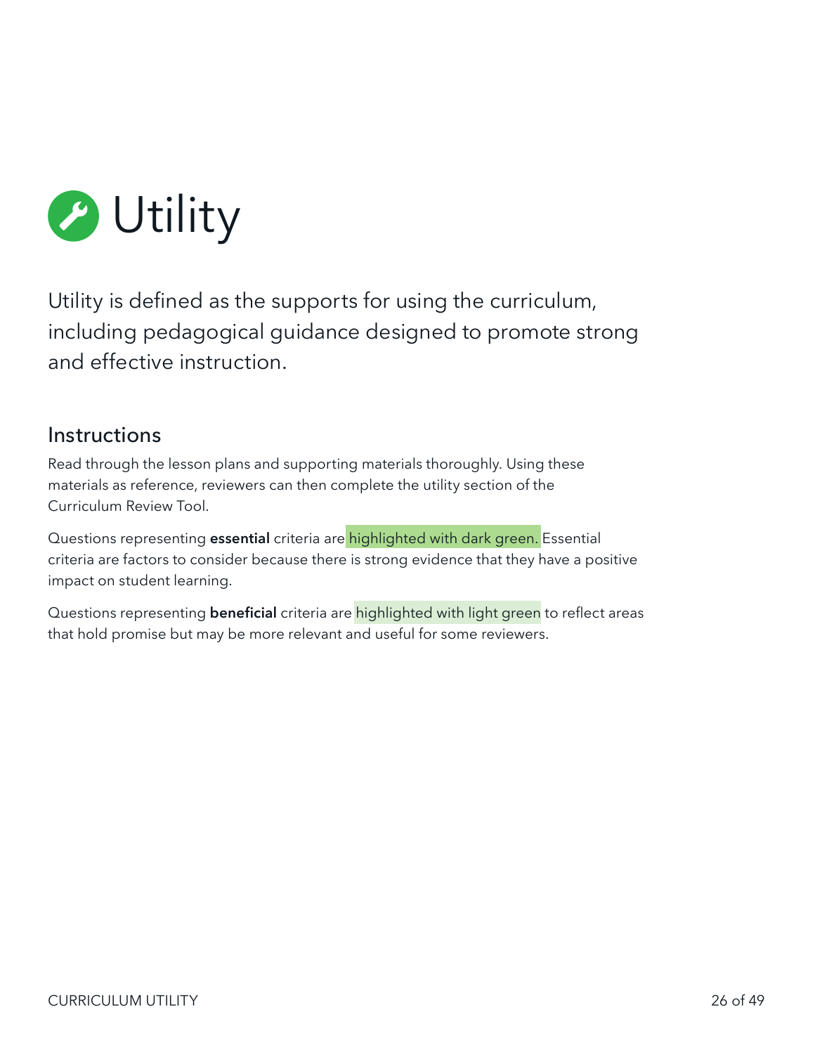# Utility

Utility is defined as the supports for using the curriculum, including pedagogical guidance designed to promote strong and effective instruction.

## Instructions

Read through the lesson plans and supporting materials thoroughly. Using these materials as reference, reviewers can then complete the utility section of the Curriculum Review Tool.

Questions representing **essential** criteria are highlighted with dark green. Essential criteria are factors to consider because there is strong evidence that they have a positive impact on student learning.

Questions representing **beneficial** criteria are highlighted with light green to reflect areas that hold promise but may be more relevant and useful for some reviewers.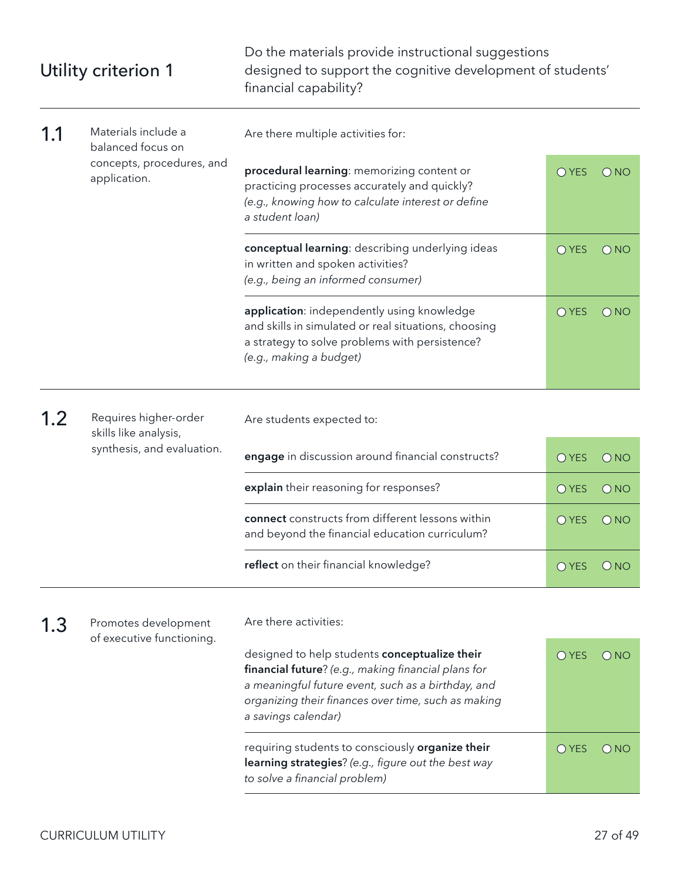## Utility criterion 1

Do the materials provide instructional suggestions designed to support the cognitive development of students' financial capability?

| | | | |
|---|---|---|---|
| **1.1** | Materials include a balanced focus on concepts, procedures, and application. | Are there multiple activities for: | |
| | | **procedural learning**: memorizing content or practicing processes accurately and quickly? *(e.g., knowing how to calculate interest or define a student loan)* | ○ YES ○ NO |
| | | **conceptual learning**: describing underlying ideas in written and spoken activities? *(e.g., being an informed consumer)* | ○ YES ○ NO |
| | | **application**: independently using knowledge and skills in simulated or real situations, choosing a strategy to solve problems with persistence? *(e.g., making a budget)* | ○ YES ○ NO |
| **1.2** | Requires higher-order skills like analysis, synthesis, and evaluation. | Are students expected to: | |
| | | **engage** in discussion around financial constructs? | ○ YES ○ NO |
| | | **explain** their reasoning for responses? | ○ YES ○ NO |
| | | **connect** constructs from different lessons within and beyond the financial education curriculum? | ○ YES ○ NO |
| | | **reflect** on their financial knowledge? | ○ YES ○ NO |
| **1.3** | Promotes development of executive functioning. | Are there activities: | |
| | | designed to help students **conceptualize their financial future**? *(e.g., making financial plans for a meaningful future event, such as a birthday, and organizing their finances over time, such as making a savings calendar)* | ○ YES ○ NO |
| | | requiring students to consciously **organize their learning strategies**? *(e.g., figure out the best way to solve a financial problem)* | ○ YES ○ NO |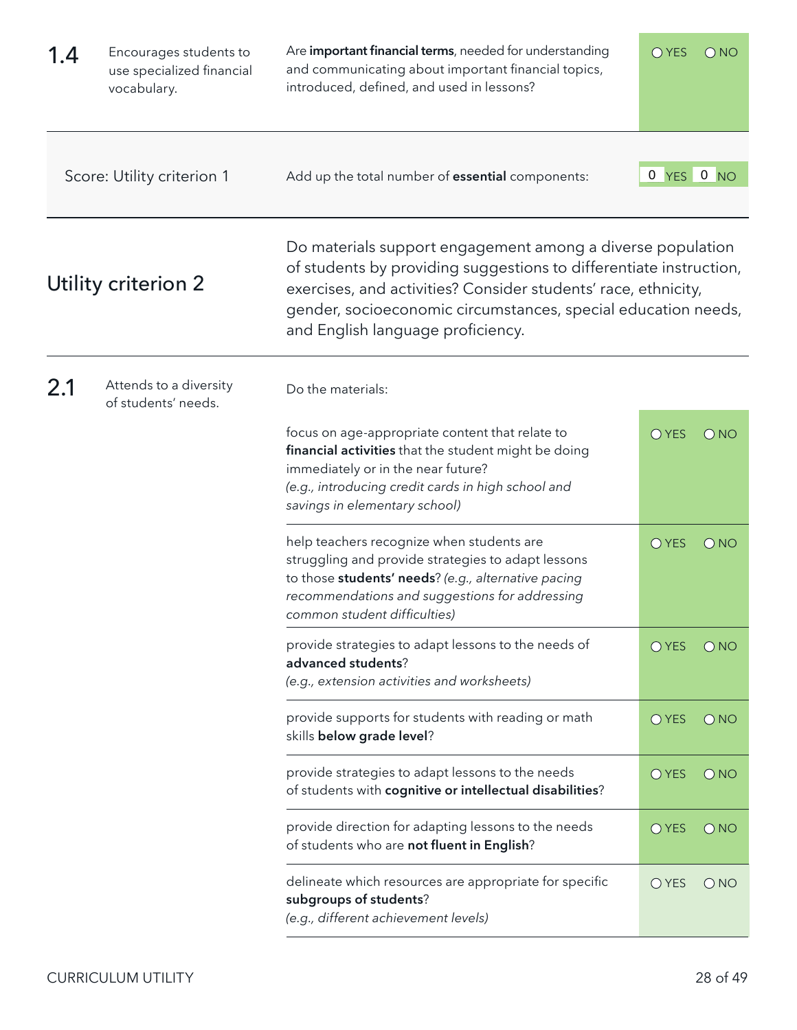| | | | |
|---|---|---|---|
| **1.4** | Encourages students to use specialized financial vocabulary. | Are **important financial terms**, needed for understanding and communicating about important financial topics, introduced, defined, and used in lessons? | ○ YES ○ NO |
| | Score: Utility criterion 1 | Add up the total number of **essential** components: | 0 YES 0 NO |

## Utility criterion 2

Do materials support engagement among a diverse population of students by providing suggestions to differentiate instruction, exercises, and activities? Consider students' race, ethnicity, gender, socioeconomic circumstances, special education needs, and English language proficiency.

| | | | |
|---|---|---|---|
| **2.1** | Attends to a diversity of students' needs. | Do the materials: | |
| | | focus on age-appropriate content that relate to **financial activities** that the student might be doing immediately or in the near future? *(e.g., introducing credit cards in high school and savings in elementary school)* | ○ YES ○ NO |
| | | help teachers recognize when students are struggling and provide strategies to adapt lessons to those **students' needs**? *(e.g., alternative pacing recommendations and suggestions for addressing common student difficulties)* | ○ YES ○ NO |
| | | provide strategies to adapt lessons to the needs of **advanced students**? *(e.g., extension activities and worksheets)* | ○ YES ○ NO |
| | | provide supports for students with reading or math skills **below grade level**? | ○ YES ○ NO |
| | | provide strategies to adapt lessons to the needs of students with **cognitive or intellectual disabilities**? | ○ YES ○ NO |
| | | provide direction for adapting lessons to the needs of students who are **not fluent in English**? | ○ YES ○ NO |
| | | delineate which resources are appropriate for specific **subgroups of students**? *(e.g., different achievement levels)* | ○ YES ○ NO |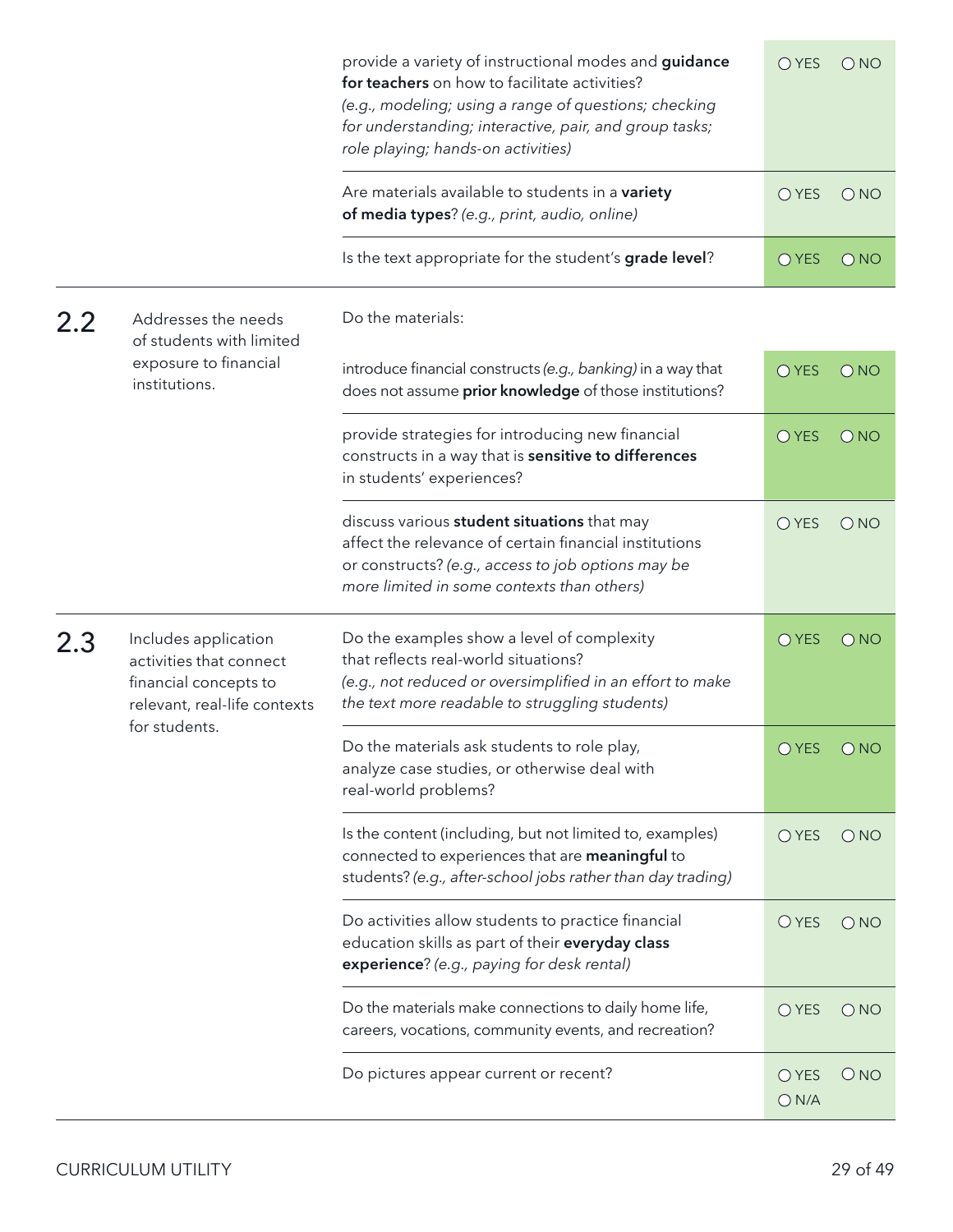| | | | |
|---|---|---|---|
| | | provide a variety of instructional modes and **guidance for teachers** on how to facilitate activities? *(e.g., modeling; using a range of questions; checking for understanding; interactive, pair, and group tasks; role playing; hands-on activities)* | ○ YES ○ NO |
| | | Are materials available to students in a **variety of media types**? *(e.g., print, audio, online)* | ○ YES ○ NO |
| | | Is the text appropriate for the student's **grade level**? | ○ YES ○ NO |
| 2.2 | Addresses the needs of students with limited exposure to financial institutions. | Do the materials: | |
| | | introduce financial constructs *(e.g., banking)* in a way that does not assume **prior knowledge** of those institutions? | ○ YES ○ NO |
| | | provide strategies for introducing new financial constructs in a way that is **sensitive to differences** in students' experiences? | ○ YES ○ NO |
| | | discuss various **student situations** that may affect the relevance of certain financial institutions or constructs? *(e.g., access to job options may be more limited in some contexts than others)* | ○ YES ○ NO |
| 2.3 | Includes application activities that connect financial concepts to relevant, real-life contexts for students. | Do the examples show a level of complexity that reflects real-world situations? *(e.g., not reduced or oversimplified in an effort to make the text more readable to struggling students)* | ○ YES ○ NO |
| | | Do the materials ask students to role play, analyze case studies, or otherwise deal with real-world problems? | ○ YES ○ NO |
| | | Is the content (including, but not limited to, examples) connected to experiences that are **meaningful** to students? *(e.g., after-school jobs rather than day trading)* | ○ YES ○ NO |
| | | Do activities allow students to practice financial education skills as part of their **everyday class experience**? *(e.g., paying for desk rental)* | ○ YES ○ NO |
| | | Do the materials make connections to daily home life, careers, vocations, community events, and recreation? | ○ YES ○ NO |
| | | Do pictures appear current or recent? | ○ YES ○ NO ○ N/A |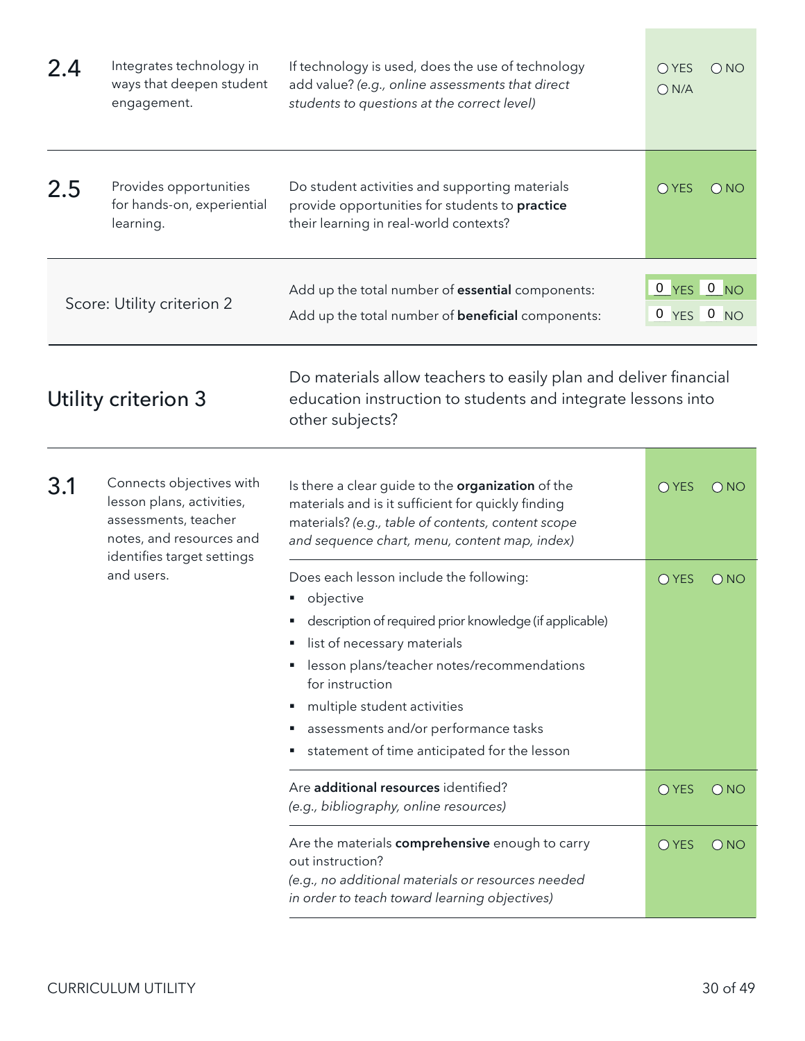| | | | |
|---|---|---|---|
| **2.4** | Integrates technology in ways that deepen student engagement. | If technology is used, does the use of technology add value? *(e.g., online assessments that direct students to questions at the correct level)* | ○ YES ○ NO ○ N/A |
| **2.5** | Provides opportunities for hands-on, experiential learning. | Do student activities and supporting materials provide opportunities for students to **practice** their learning in real-world contexts? | ○ YES ○ NO |
| Score: Utility criterion 2 | | Add up the total number of **essential** components:<br>Add up the total number of **beneficial** components: | 0 YES 0 NO<br>0 YES 0 NO |

## Utility criterion 3

Do materials allow teachers to easily plan and deliver financial education instruction to students and integrate lessons into other subjects?

| | | | |
|---|---|---|---|
| **3.1** | Connects objectives with lesson plans, activities, assessments, teacher notes, and resources and identifies target settings and users. | Is there a clear guide to the **organization** of the materials and is it sufficient for quickly finding materials? *(e.g., table of contents, content scope and sequence chart, menu, content map, index)* | ○ YES ○ NO |
| | | Does each lesson include the following:<br>▪ objective<br>▪ description of required prior knowledge (if applicable)<br>▪ list of necessary materials<br>▪ lesson plans/teacher notes/recommendations for instruction<br>▪ multiple student activities<br>▪ assessments and/or performance tasks<br>▪ statement of time anticipated for the lesson | ○ YES ○ NO |
| | | Are **additional resources** identified? *(e.g., bibliography, online resources)* | ○ YES ○ NO |
| | | Are the materials **comprehensive** enough to carry out instruction? *(e.g., no additional materials or resources needed in order to teach toward learning objectives)* | ○ YES ○ NO |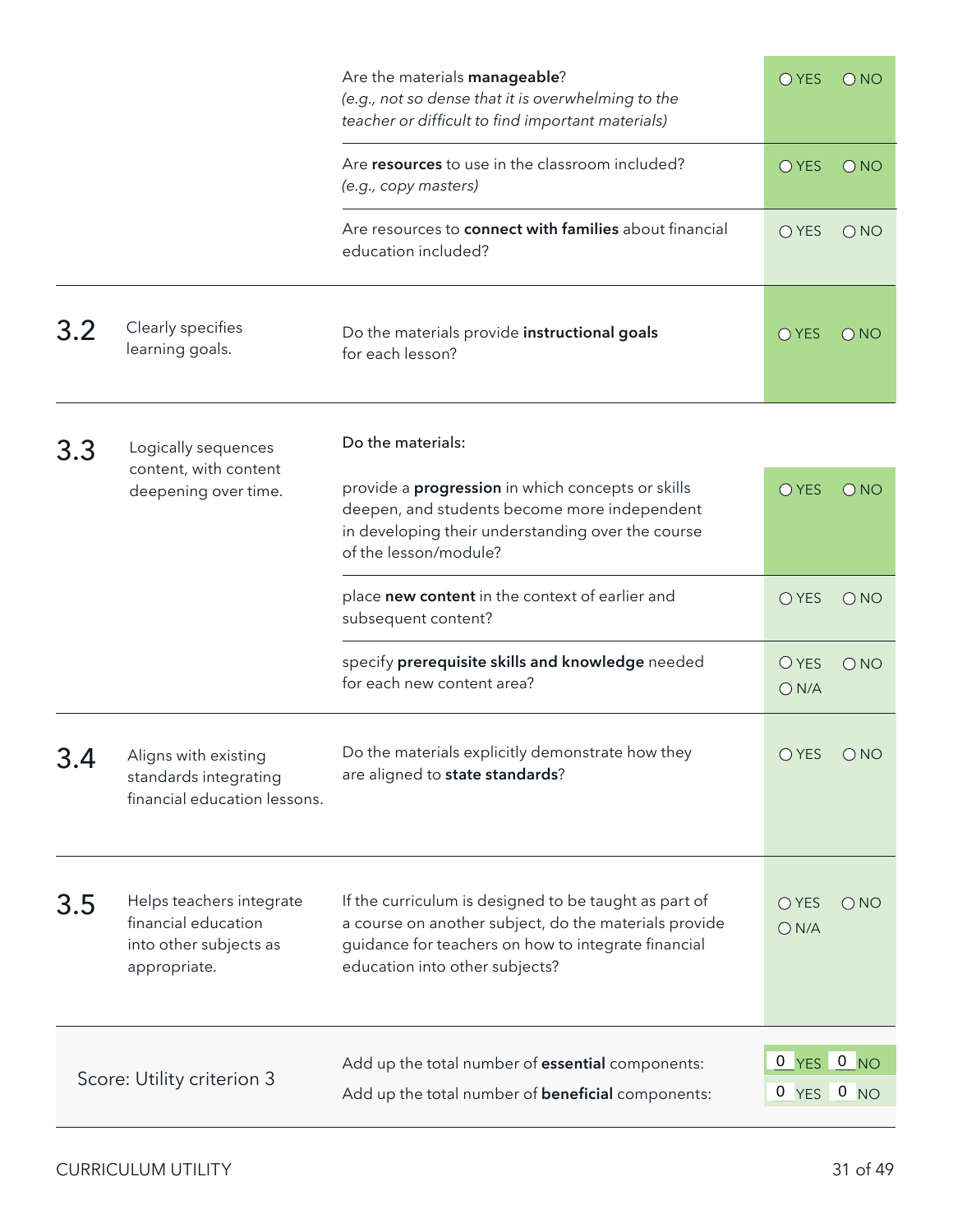| | | | |
|---|---|---|---|
| | | Are the materials **manageable**? *(e.g., not so dense that it is overwhelming to the teacher or difficult to find important materials)* | ○ YES ○ NO |
| | | Are **resources** to use in the classroom included? *(e.g., copy masters)* | ○ YES ○ NO |
| | | Are resources to **connect with families** about financial education included? | ○ YES ○ NO |
| 3.2 | Clearly specifies learning goals. | Do the materials provide **instructional goals** for each lesson? | ○ YES ○ NO |
| 3.3 | Logically sequences content, with content deepening over time. | Do the materials: | |
| | | provide a **progression** in which concepts or skills deepen, and students become more independent in developing their understanding over the course of the lesson/module? | ○ YES ○ NO |
| | | place **new content** in the context of earlier and subsequent content? | ○ YES ○ NO |
| | | specify **prerequisite skills and knowledge** needed for each new content area? | ○ YES ○ NO ○ N/A |
| 3.4 | Aligns with existing standards integrating financial education lessons. | Do the materials explicitly demonstrate how they are aligned to **state standards**? | ○ YES ○ NO |
| 3.5 | Helps teachers integrate financial education into other subjects as appropriate. | If the curriculum is designed to be taught as part of a course on another subject, do the materials provide guidance for teachers on how to integrate financial education into other subjects? | ○ YES ○ NO ○ N/A |
| Score: Utility criterion 3 | | Add up the total number of **essential** components: | 0 YES 0 NO |
| | | Add up the total number of **beneficial** components: | 0 YES 0 NO |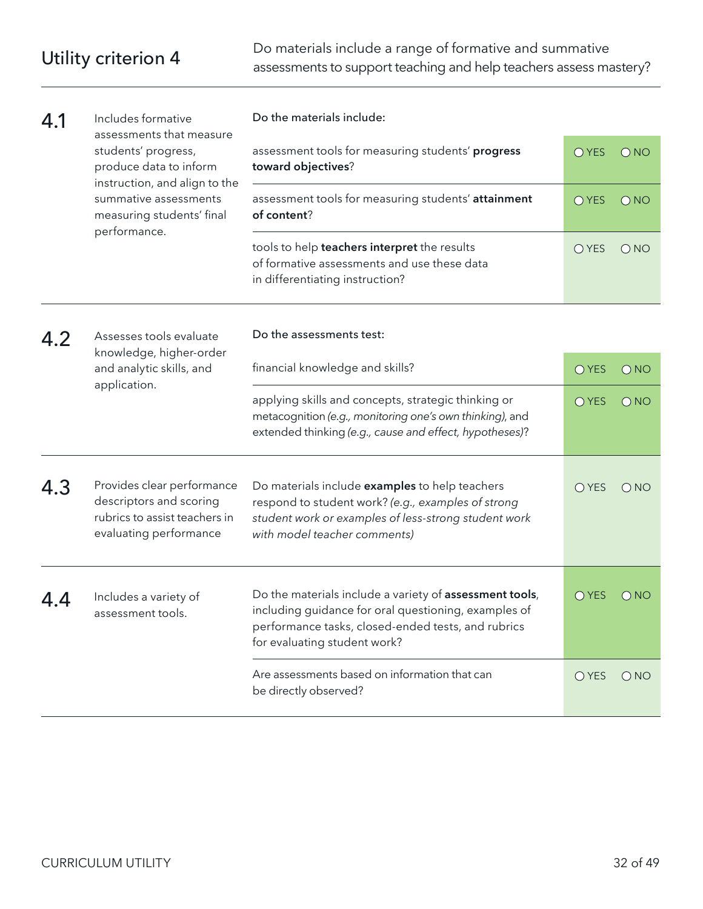## Utility criterion 4

Do materials include a range of formative and summative assessments to support teaching and help teachers assess mastery?

| | | | |
|---|---|---|---|
| **4.1** | Includes formative assessments that measure students' progress, produce data to inform instruction, and align to the summative assessments measuring students' final performance. | Do the materials include: | |
| | | assessment tools for measuring students' **progress toward objectives**? | ○ YES ○ NO |
| | | assessment tools for measuring students' **attainment of content**? | ○ YES ○ NO |
| | | tools to help **teachers interpret** the results of formative assessments and use these data in differentiating instruction? | ○ YES ○ NO |
| **4.2** | Assesses tools evaluate knowledge, higher-order and analytic skills, and application. | Do the assessments test: | |
| | | financial knowledge and skills? | ○ YES ○ NO |
| | | applying skills and concepts, strategic thinking or metacognition *(e.g., monitoring one's own thinking)*, and extended thinking *(e.g., cause and effect, hypotheses)*? | ○ YES ○ NO |
| **4.3** | Provides clear performance descriptors and scoring rubrics to assist teachers in evaluating performance | Do materials include **examples** to help teachers respond to student work? *(e.g., examples of strong student work or examples of less-strong student work with model teacher comments)* | ○ YES ○ NO |
| **4.4** | Includes a variety of assessment tools. | Do the materials include a variety of **assessment tools**, including guidance for oral questioning, examples of performance tasks, closed-ended tests, and rubrics for evaluating student work? | ○ YES ○ NO |
| | | Are assessments based on information that can be directly observed? | ○ YES ○ NO |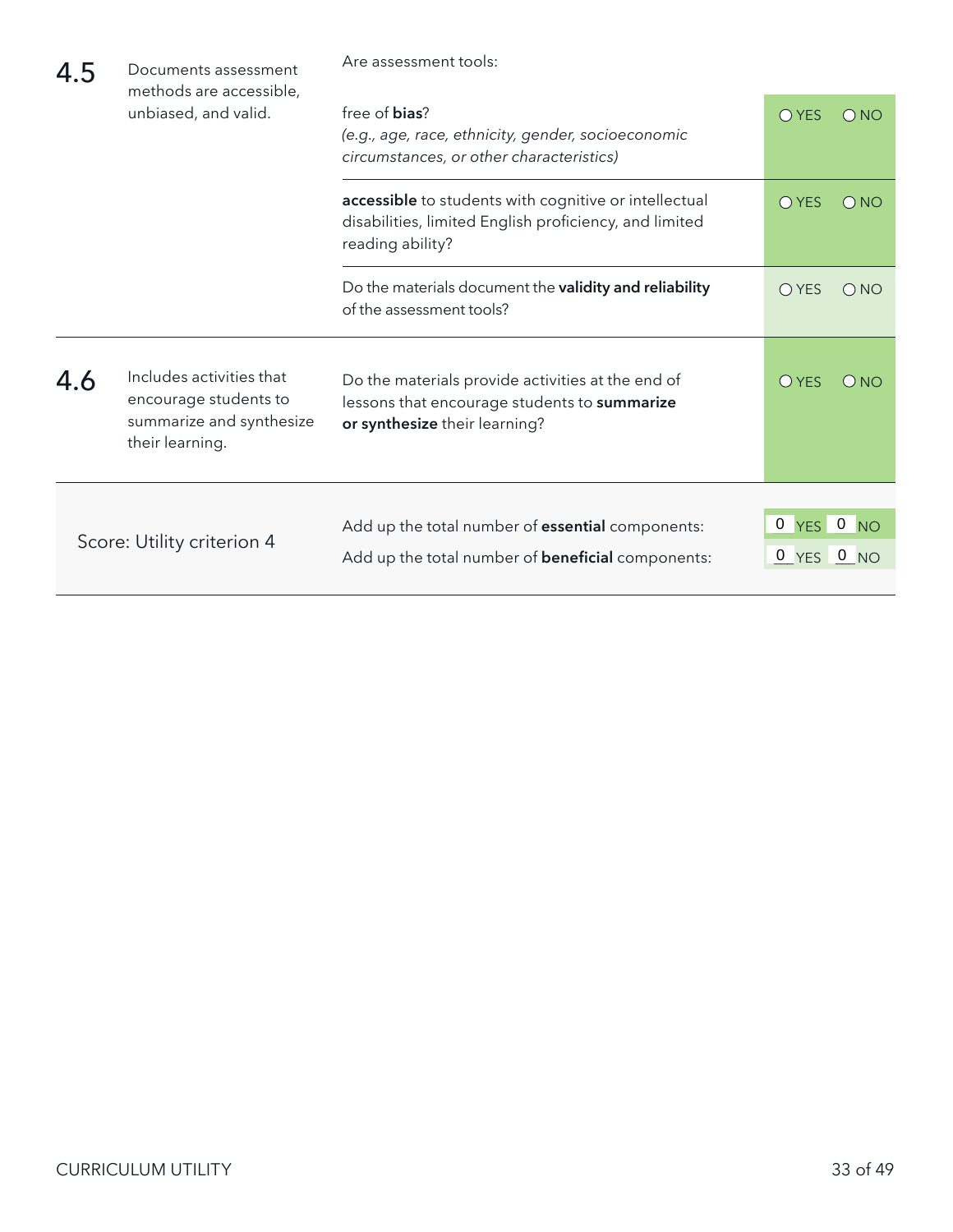| | | | |
|---|---|---|---|
| **4.5** | Documents assessment methods are accessible, unbiased, and valid. | Are assessment tools: free of **bias**? *(e.g., age, race, ethnicity, gender, socioeconomic circumstances, or other characteristics)* | ○ YES ○ NO |
| | | **accessible** to students with cognitive or intellectual disabilities, limited English proficiency, and limited reading ability? | ○ YES ○ NO |
| | | Do the materials document the **validity and reliability** of the assessment tools? | ○ YES ○ NO |
| **4.6** | Includes activities that encourage students to summarize and synthesize their learning. | Do the materials provide activities at the end of lessons that encourage students to **summarize or synthesize** their learning? | ○ YES ○ NO |
| Score: Utility criterion 4 | | Add up the total number of **essential** components: | 0 YES 0 NO |
| | | Add up the total number of **beneficial** components: | 0 YES 0 NO |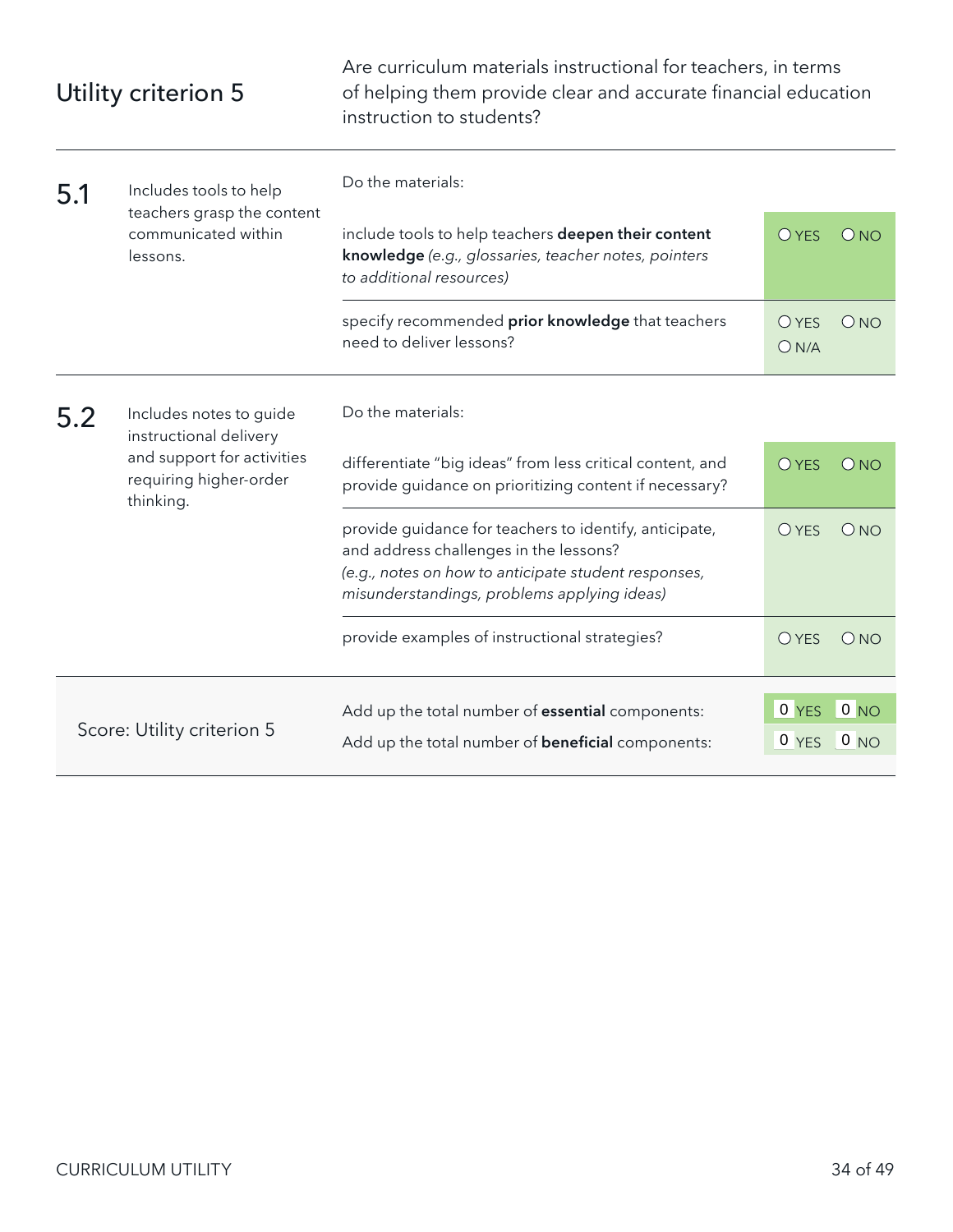## Utility criterion 5

Are curriculum materials instructional for teachers, in terms of helping them provide clear and accurate financial education instruction to students?

| | | | |
|---|---|---|---|
| **5.1** | Includes tools to help teachers grasp the content communicated within lessons. | Do the materials: | |
| | | include tools to help teachers **deepen their content knowledge** *(e.g., glossaries, teacher notes, pointers to additional resources)* | ○ YES ○ NO |
| | | specify recommended **prior knowledge** that teachers need to deliver lessons? | ○ YES ○ NO ○ N/A |
| **5.2** | Includes notes to guide instructional delivery and support for activities requiring higher-order thinking. | Do the materials: | |
| | | differentiate "big ideas" from less critical content, and provide guidance on prioritizing content if necessary? | ○ YES ○ NO |
| | | provide guidance for teachers to identify, anticipate, and address challenges in the lessons? *(e.g., notes on how to anticipate student responses, misunderstandings, problems applying ideas)* | ○ YES ○ NO |
| | | provide examples of instructional strategies? | ○ YES ○ NO |

| Score: Utility criterion 5 | | |
|---|---|---|
| | Add up the total number of **essential** components: | 0 YES 0 NO |
| | Add up the total number of **beneficial** components: | 0 YES 0 NO |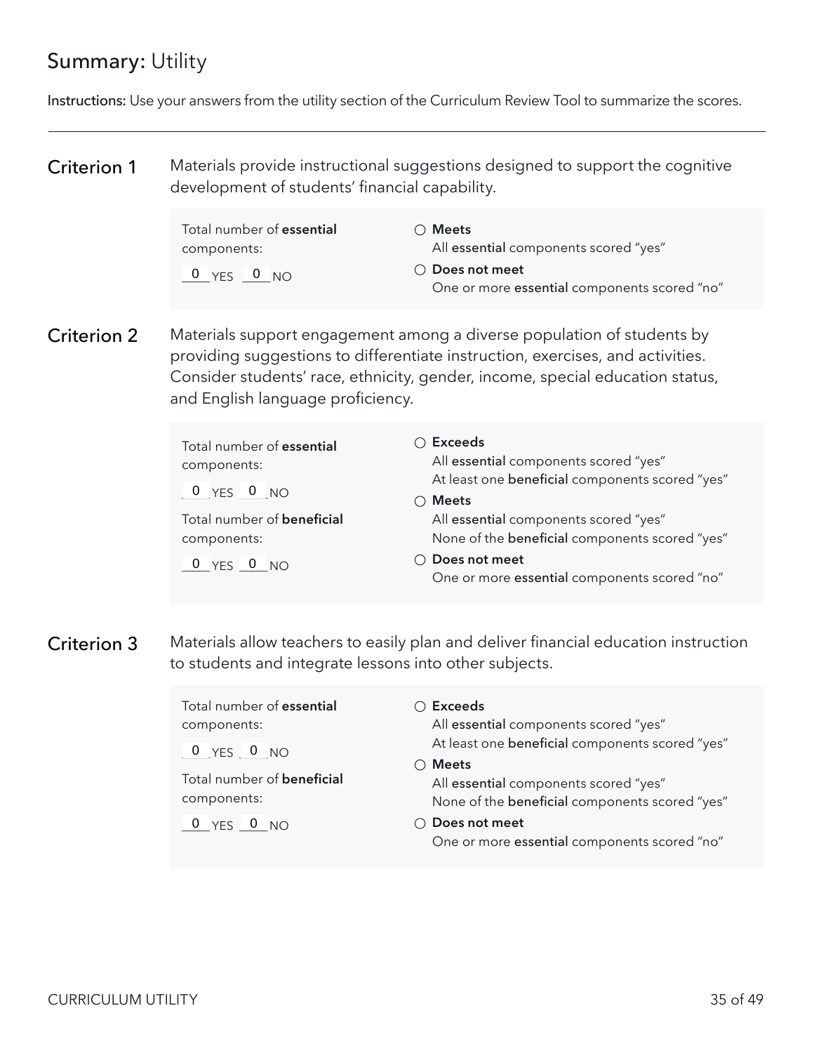## Summary: Utility

**Instructions:** Use your answers from the utility section of the Curriculum Review Tool to summarize the scores.

---

### Criterion 1

Materials provide instructional suggestions designed to support the cognitive development of students' financial capability.

Total number of **essential** components:

0 YES 0 NO

- ○ **Meets**
  All **essential** components scored "yes"
- ○ **Does not meet**
  One or more **essential** components scored "no"

### Criterion 2

Materials support engagement among a diverse population of students by providing suggestions to differentiate instruction, exercises, and activities. Consider students' race, ethnicity, gender, income, special education status, and English language proficiency.

Total number of **essential** components:

0 YES 0 NO

Total number of **beneficial** components:

0 YES 0 NO

- ○ **Exceeds**
  All **essential** components scored "yes"
  At least one **beneficial** components scored "yes"
- ○ **Meets**
  All **essential** components scored "yes"
  None of the **beneficial** components scored "yes"
- ○ **Does not meet**
  One or more **essential** components scored "no"

### Criterion 3

Materials allow teachers to easily plan and deliver financial education instruction to students and integrate lessons into other subjects.

Total number of **essential** components:

0 YES 0 NO

Total number of **beneficial** components:

0 YES 0 NO

- ○ **Exceeds**
  All **essential** components scored "yes"
  At least one **beneficial** components scored "yes"
- ○ **Meets**
  All **essential** components scored "yes"
  None of the **beneficial** components scored "yes"
- ○ **Does not meet**
  One or more **essential** components scored "no"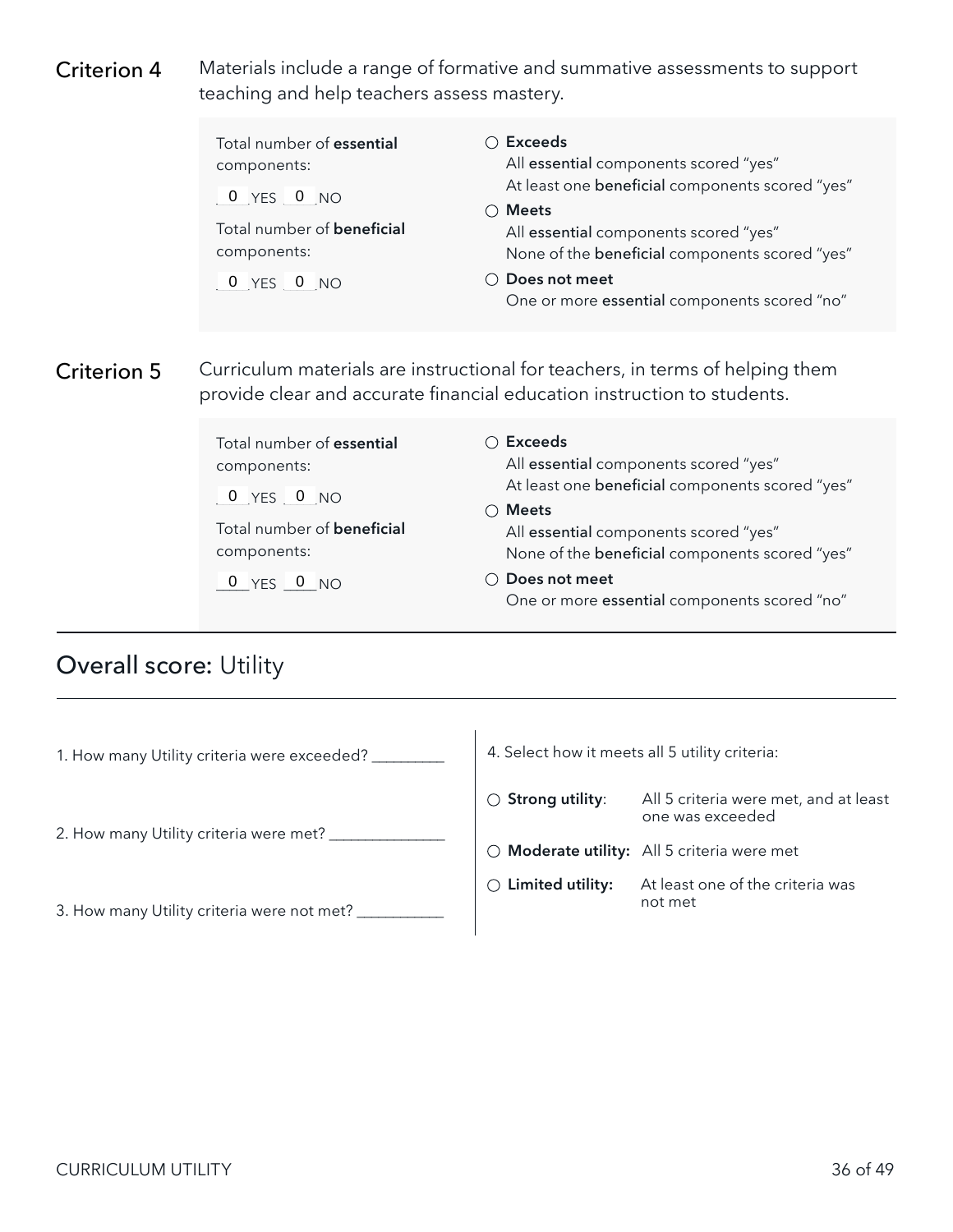**Criterion 4** Materials include a range of formative and summative assessments to support teaching and help teachers assess mastery.

Total number of **essential** components:

0 YES 0 NO

Total number of **beneficial** components:

0 YES 0 NO

○ **Exceeds**
All **essential** components scored "yes"
At least one **beneficial** components scored "yes"

○ **Meets**
All **essential** components scored "yes"
None of the **beneficial** components scored "yes"

○ **Does not meet**
One or more **essential** components scored "no"

**Criterion 5** Curriculum materials are instructional for teachers, in terms of helping them provide clear and accurate financial education instruction to students.

Total number of **essential** components:

0 YES 0 NO

Total number of **beneficial** components:

0 YES 0 NO

○ **Exceeds**
All **essential** components scored "yes"
At least one **beneficial** components scored "yes"

○ **Meets**
All **essential** components scored "yes"
None of the **beneficial** components scored "yes"

○ **Does not meet**
One or more **essential** components scored "no"

## Overall score: Utility

1. How many Utility criteria were exceeded? _________

2. How many Utility criteria were met? _______________

3. How many Utility criteria were not met? ___________

4. Select how it meets all 5 utility criteria:

○ **Strong utility**: All 5 criteria were met, and at least one was exceeded

○ **Moderate utility:** All 5 criteria were met

○ **Limited utility:** At least one of the criteria was not met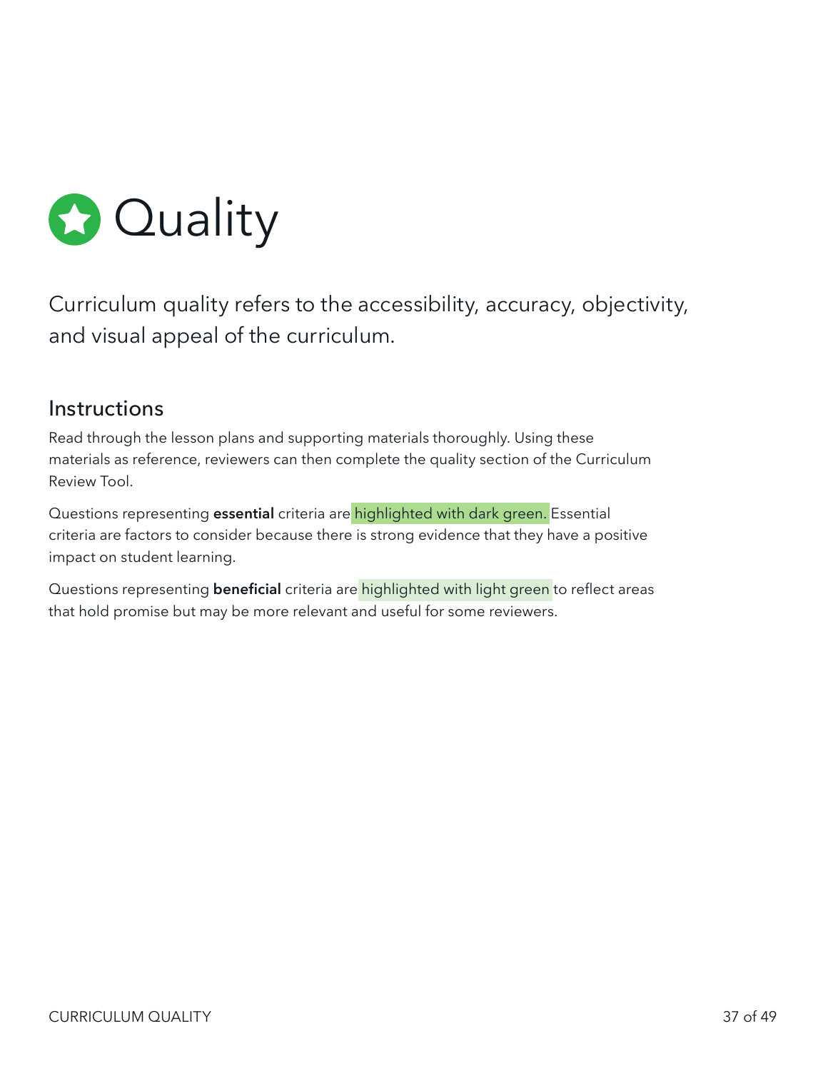# Quality

Curriculum quality refers to the accessibility, accuracy, objectivity, and visual appeal of the curriculum.

## Instructions

Read through the lesson plans and supporting materials thoroughly. Using these materials as reference, reviewers can then complete the quality section of the Curriculum Review Tool.

Questions representing **essential** criteria are highlighted with dark green. Essential criteria are factors to consider because there is strong evidence that they have a positive impact on student learning.

Questions representing **beneficial** criteria are highlighted with light green to reflect areas that hold promise but may be more relevant and useful for some reviewers.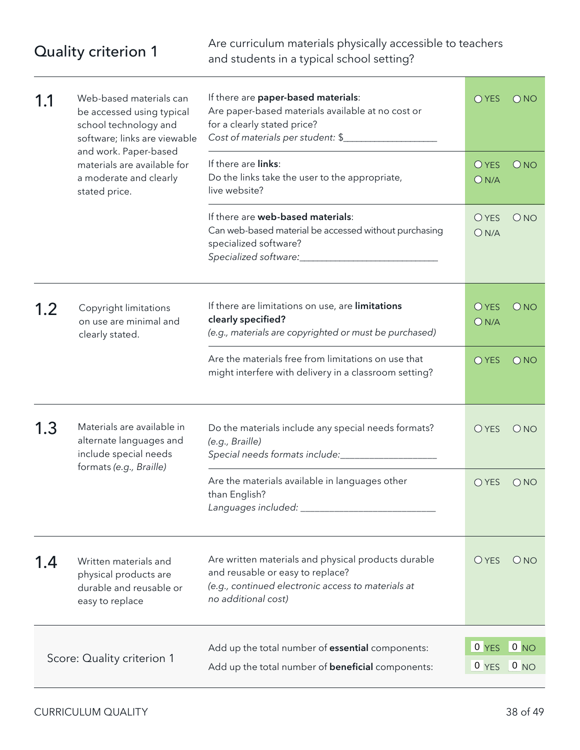## Quality criterion 1

Are curriculum materials physically accessible to teachers and students in a typical school setting?

| | | | |
|---|---|---|---|
| **1.1** | Web-based materials can be accessed using typical school technology and software; links are viewable and work. Paper-based materials are available for a moderate and clearly stated price. | If there are **paper-based materials**: Are paper-based materials available at no cost or for a clearly stated price? *Cost of materials per student:* $__________________ | ○ YES ○ NO |
| | | If there are **links**: Do the links take the user to the appropriate, live website? | ○ YES ○ NO ○ N/A |
| | | If there are **web-based materials**: Can web-based material be accessed without purchasing specialized software? *Specialized software:*___________________________ | ○ YES ○ NO ○ N/A |
| **1.2** | Copyright limitations on use are minimal and clearly stated. | If there are limitations on use, are **limitations clearly specified?** *(e.g., materials are copyrighted or must be purchased)* | ○ YES ○ NO ○ N/A |
| | | Are the materials free from limitations on use that might interfere with delivery in a classroom setting? | ○ YES ○ NO |
| **1.3** | Materials are available in alternate languages and include special needs formats *(e.g., Braille)* | Do the materials include any special needs formats? *(e.g., Braille)* *Special needs formats include:*__________________ | ○ YES ○ NO |
| | | Are the materials available in languages other than English? *Languages included:* ___________________________ | ○ YES ○ NO |
| **1.4** | Written materials and physical products are durable and reusable or easy to replace | Are written materials and physical products durable and reusable or easy to replace? *(e.g., continued electronic access to materials at no additional cost)* | ○ YES ○ NO |

| Score: Quality criterion 1 | | |
|---|---|---|
| | Add up the total number of **essential** components: | 0 YES 0 NO |
| | Add up the total number of **beneficial** components: | 0 YES 0 NO |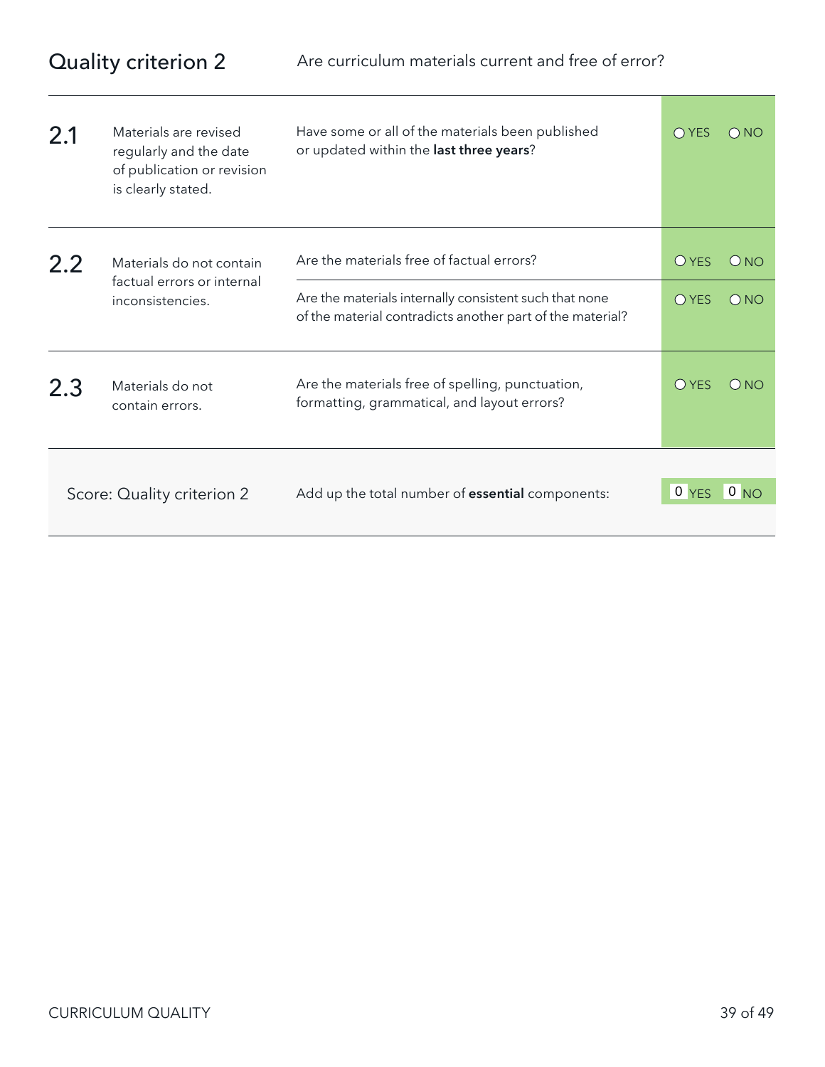## Quality criterion 2

Are curriculum materials current and free of error?

| | | | |
|---|---|---|---|
| **2.1** | Materials are revised regularly and the date of publication or revision is clearly stated. | Have some or all of the materials been published or updated within the **last three years**? | ○ YES ○ NO |
| **2.2** | Materials do not contain factual errors or internal inconsistencies. | Are the materials free of factual errors? | ○ YES ○ NO |
| | | Are the materials internally consistent such that none of the material contradicts another part of the material? | ○ YES ○ NO |
| **2.3** | Materials do not contain errors. | Are the materials free of spelling, punctuation, formatting, grammatical, and layout errors? | ○ YES ○ NO |
| Score: Quality criterion 2 | | Add up the total number of **essential** components: | 0 YES 0 NO |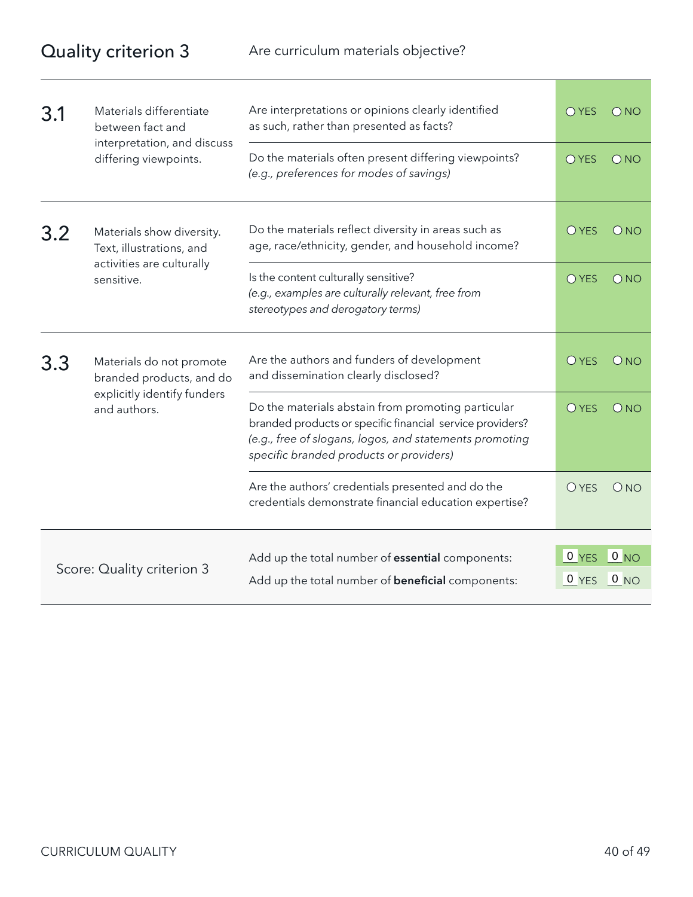## Quality criterion 3

Are curriculum materials objective?

| | | | |
|---|---|---|---|
| **3.1** | Materials differentiate between fact and interpretation, and discuss differing viewpoints. | Are interpretations or opinions clearly identified as such, rather than presented as facts? | ○ YES ○ NO |
| | | Do the materials often present differing viewpoints? *(e.g., preferences for modes of savings)* | ○ YES ○ NO |
| **3.2** | Materials show diversity. Text, illustrations, and activities are culturally sensitive. | Do the materials reflect diversity in areas such as age, race/ethnicity, gender, and household income? | ○ YES ○ NO |
| | | Is the content culturally sensitive? *(e.g., examples are culturally relevant, free from stereotypes and derogatory terms)* | ○ YES ○ NO |
| **3.3** | Materials do not promote branded products, and do explicitly identify funders and authors. | Are the authors and funders of development and dissemination clearly disclosed? | ○ YES ○ NO |
| | | Do the materials abstain from promoting particular branded products or specific financial service providers? *(e.g., free of slogans, logos, and statements promoting specific branded products or providers)* | ○ YES ○ NO |
| | | Are the authors' credentials presented and do the credentials demonstrate financial education expertise? | ○ YES ○ NO |

| Score: Quality criterion 3 | | |
|---|---|---|
| | Add up the total number of **essential** components: | 0 YES 0 NO |
| | Add up the total number of **beneficial** components: | 0 YES 0 NO |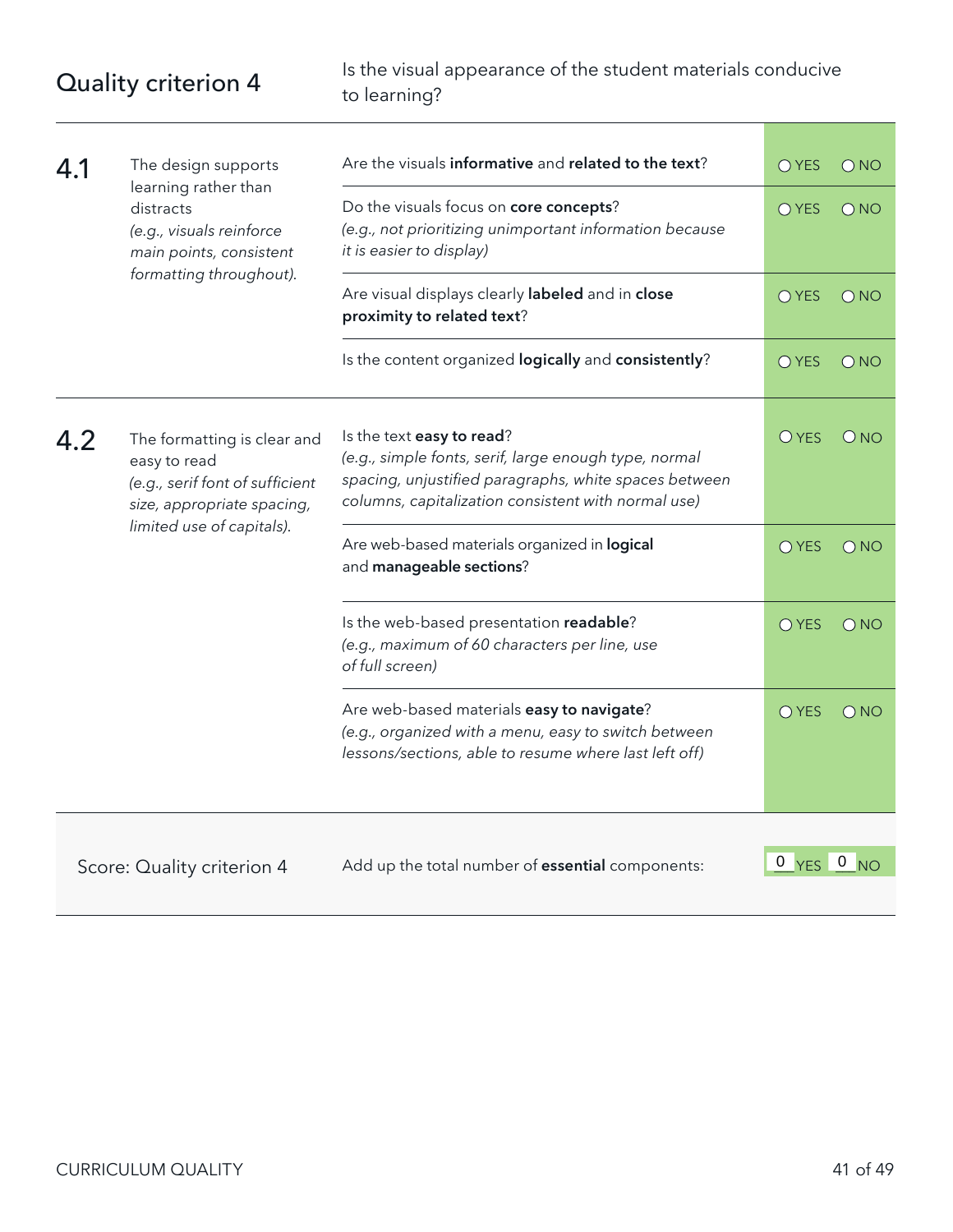## Quality criterion 4

Is the visual appearance of the student materials conducive to learning?

| | | | |
|---|---|---|---|
| **4.1** | The design supports learning rather than distracts *(e.g., visuals reinforce main points, consistent formatting throughout).* | Are the visuals **informative** and **related to the text**? | ○ YES ○ NO |
| | | Do the visuals focus on **core concepts**? *(e.g., not prioritizing unimportant information because it is easier to display)* | ○ YES ○ NO |
| | | Are visual displays clearly **labeled** and in **close proximity to related text**? | ○ YES ○ NO |
| | | Is the content organized **logically** and **consistently**? | ○ YES ○ NO |
| **4.2** | The formatting is clear and easy to read *(e.g., serif font of sufficient size, appropriate spacing, limited use of capitals).* | Is the text **easy to read**? *(e.g., simple fonts, serif, large enough type, normal spacing, unjustified paragraphs, white spaces between columns, capitalization consistent with normal use)* | ○ YES ○ NO |
| | | Are web-based materials organized in **logical** and **manageable sections**? | ○ YES ○ NO |
| | | Is the web-based presentation **readable**? *(e.g., maximum of 60 characters per line, use of full screen)* | ○ YES ○ NO |
| | | Are web-based materials **easy to navigate**? *(e.g., organized with a menu, easy to switch between lessons/sections, able to resume where last left off)* | ○ YES ○ NO |

| Score: Quality criterion 4 | Add up the total number of **essential** components: | 0 YES 0 NO |
|---|---|---|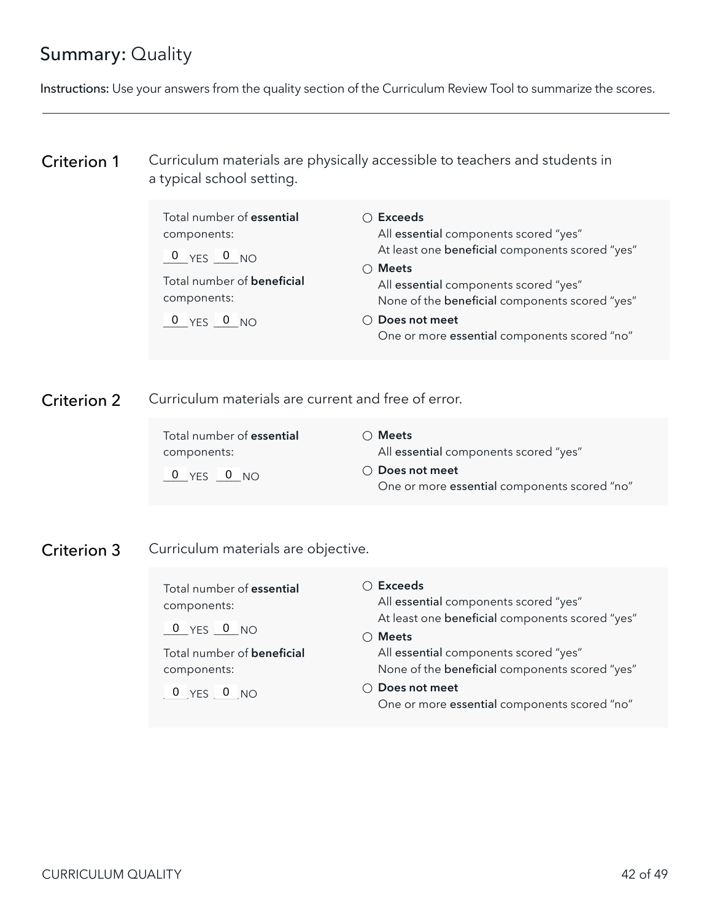## Summary: Quality

**Instructions:** Use your answers from the quality section of the Curriculum Review Tool to summarize the scores.

---

### Criterion 1

Curriculum materials are physically accessible to teachers and students in a typical school setting.

Total number of **essential** components:

0 YES 0 NO

Total number of **beneficial** components:

0 YES 0 NO

- ○ **Exceeds**
  All **essential** components scored "yes"
  At least one **beneficial** components scored "yes"
- ○ **Meets**
  All **essential** components scored "yes"
  None of the **beneficial** components scored "yes"
- ○ **Does not meet**
  One or more **essential** components scored "no"

### Criterion 2

Curriculum materials are current and free of error.

Total number of **essential** components:

0 YES 0 NO

- ○ **Meets**
  All **essential** components scored "yes"
- ○ **Does not meet**
  One or more **essential** components scored "no"

### Criterion 3

Curriculum materials are objective.

Total number of **essential** components:

0 YES 0 NO

Total number of **beneficial** components:

0 YES 0 NO

- ○ **Exceeds**
  All **essential** components scored "yes"
  At least one **beneficial** components scored "yes"
- ○ **Meets**
  All **essential** components scored "yes"
  None of the **beneficial** components scored "yes"
- ○ **Does not meet**
  One or more **essential** components scored "no"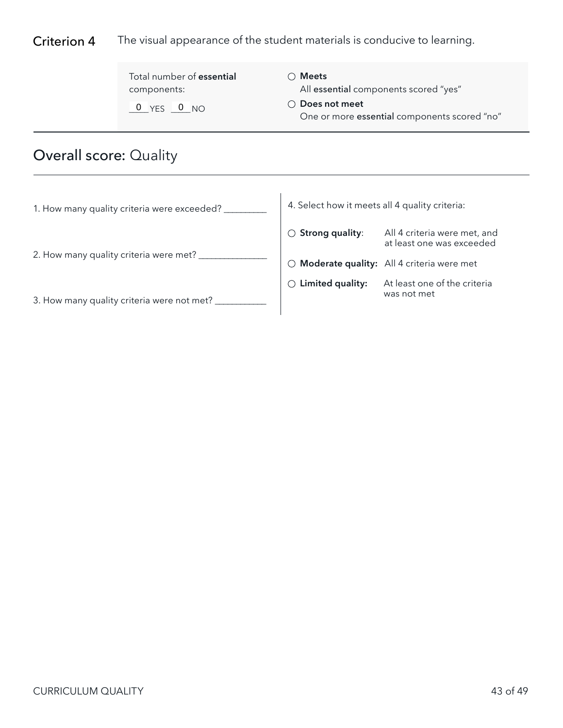**Criterion 4** The visual appearance of the student materials is conducive to learning.

Total number of **essential** components:

0 YES 0 NO

○ **Meets**
All **essential** components scored "yes"

○ **Does not meet**
One or more **essential** components scored "no"

## Overall score: Quality

1. How many quality criteria were exceeded? _________

2. How many quality criteria were met? _______________

3. How many quality criteria were not met? ___________

4. Select how it meets all 4 quality criteria:

○ **Strong quality**: All 4 criteria were met, and at least one was exceeded

○ **Moderate quality:** All 4 criteria were met

○ **Limited quality:** At least one of the criteria was not met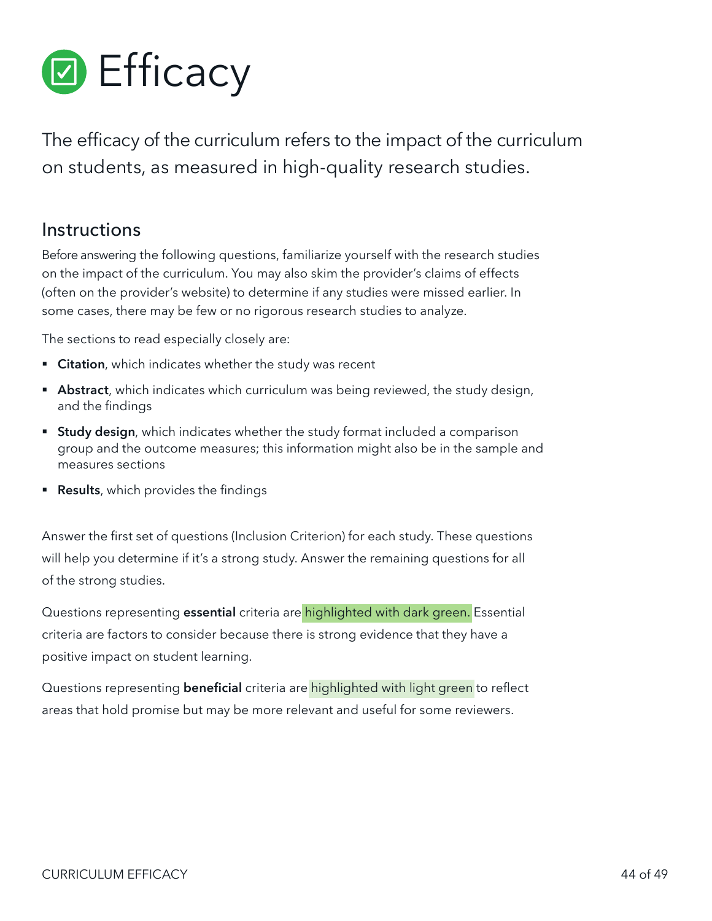# Efficacy

The efficacy of the curriculum refers to the impact of the curriculum on students, as measured in high-quality research studies.

## Instructions

Before answering the following questions, familiarize yourself with the research studies on the impact of the curriculum. You may also skim the provider's claims of effects (often on the provider's website) to determine if any studies were missed earlier. In some cases, there may be few or no rigorous research studies to analyze.

The sections to read especially closely are:

- **Citation**, which indicates whether the study was recent
- **Abstract**, which indicates which curriculum was being reviewed, the study design, and the findings
- **Study design**, which indicates whether the study format included a comparison group and the outcome measures; this information might also be in the sample and measures sections
- **Results**, which provides the findings

Answer the first set of questions (Inclusion Criterion) for each study. These questions will help you determine if it's a strong study. Answer the remaining questions for all of the strong studies.

Questions representing **essential** criteria are highlighted with dark green. Essential criteria are factors to consider because there is strong evidence that they have a positive impact on student learning.

Questions representing **beneficial** criteria are highlighted with light green to reflect areas that hold promise but may be more relevant and useful for some reviewers.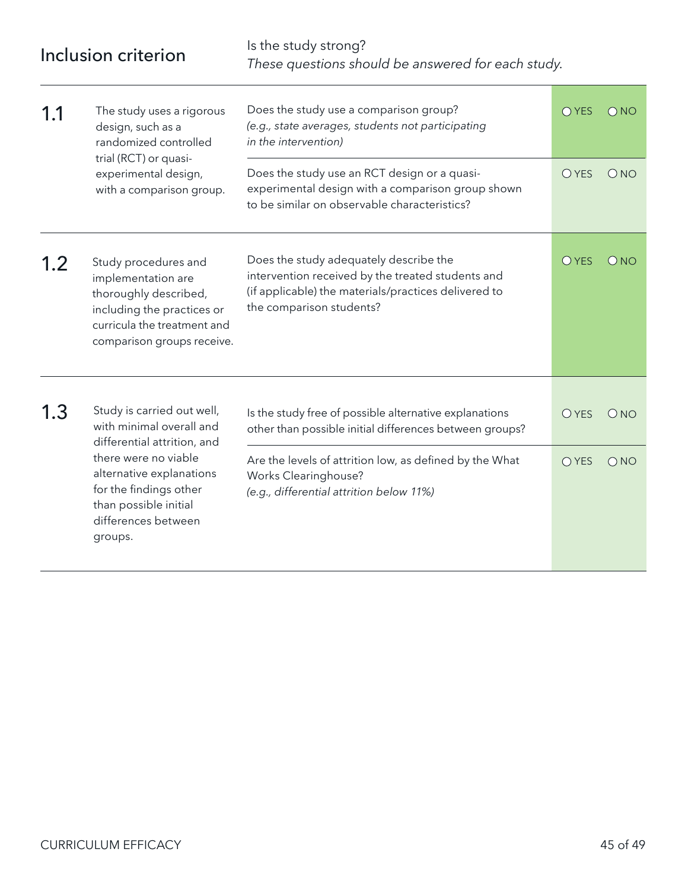| Inclusion criterion | | Is the study strong?<br>*These questions should be answered for each study.* | |
|---|---|---|---|
| 1.1 | The study uses a rigorous design, such as a randomized controlled trial (RCT) or quasi-experimental design, with a comparison group. | Does the study use a comparison group?<br>*(e.g., state averages, students not participating in the intervention)* | ○ YES ○ NO |
| | | Does the study use an RCT design or a quasi-experimental design with a comparison group shown to be similar on observable characteristics? | ○ YES ○ NO |
| 1.2 | Study procedures and implementation are thoroughly described, including the practices or curricula the treatment and comparison groups receive. | Does the study adequately describe the intervention received by the treated students and (if applicable) the materials/practices delivered to the comparison students? | ○ YES ○ NO |
| 1.3 | Study is carried out well, with minimal overall and differential attrition, and there were no viable alternative explanations for the findings other than possible initial differences between groups. | Is the study free of possible alternative explanations other than possible initial differences between groups? | ○ YES ○ NO |
| | | Are the levels of attrition low, as defined by the What Works Clearinghouse?<br>*(e.g., differential attrition below 11%)* | ○ YES ○ NO |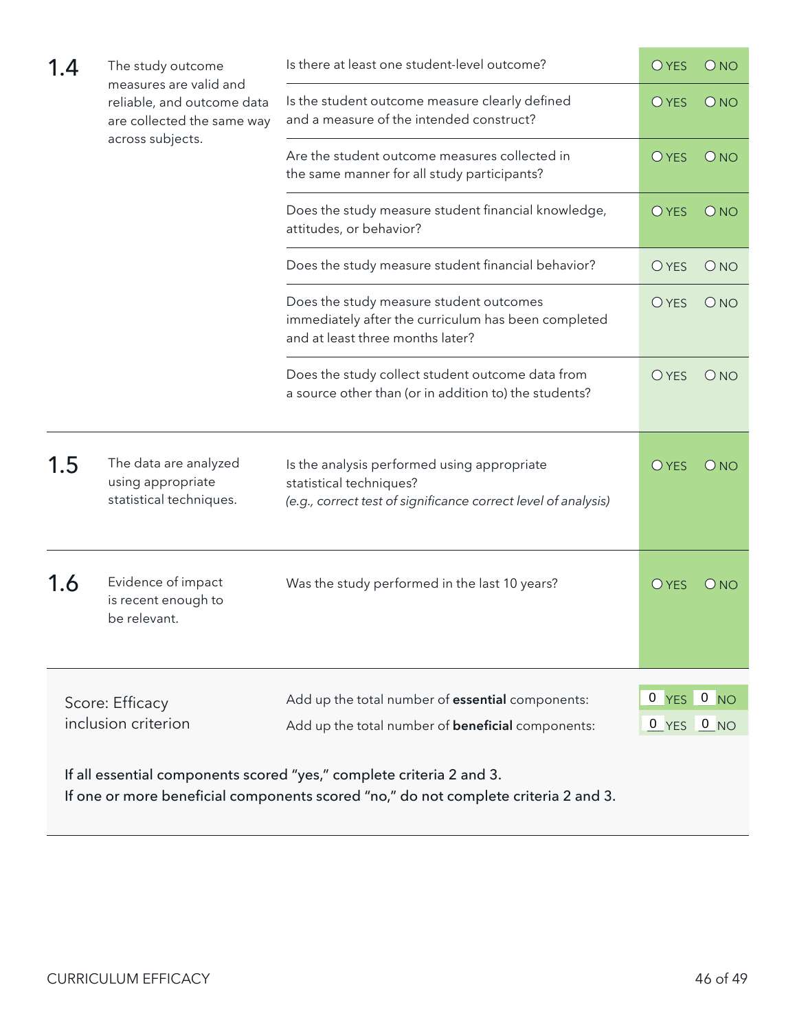| | | | |
|---|---|---|---|
| **1.4** | The study outcome measures are valid and reliable, and outcome data are collected the same way across subjects. | Is there at least one student-level outcome? | ○ YES ○ NO |
| | | Is the student outcome measure clearly defined and a measure of the intended construct? | ○ YES ○ NO |
| | | Are the student outcome measures collected in the same manner for all study participants? | ○ YES ○ NO |
| | | Does the study measure student financial knowledge, attitudes, or behavior? | ○ YES ○ NO |
| | | Does the study measure student financial behavior? | ○ YES ○ NO |
| | | Does the study measure student outcomes immediately after the curriculum has been completed and at least three months later? | ○ YES ○ NO |
| | | Does the study collect student outcome data from a source other than (or in addition to) the students? | ○ YES ○ NO |
| **1.5** | The data are analyzed using appropriate statistical techniques. | Is the analysis performed using appropriate statistical techniques? *(e.g., correct test of significance correct level of analysis)* | ○ YES ○ NO |
| **1.6** | Evidence of impact is recent enough to be relevant. | Was the study performed in the last 10 years? | ○ YES ○ NO |

| Score: Efficacy inclusion criterion | | |
|---|---|---|
| | Add up the total number of **essential** components: | 0 YES 0 NO |
| | Add up the total number of **beneficial** components: | 0 YES 0 NO |

If all essential components scored "yes," complete criteria 2 and 3.
If one or more beneficial components scored "no," do not complete criteria 2 and 3.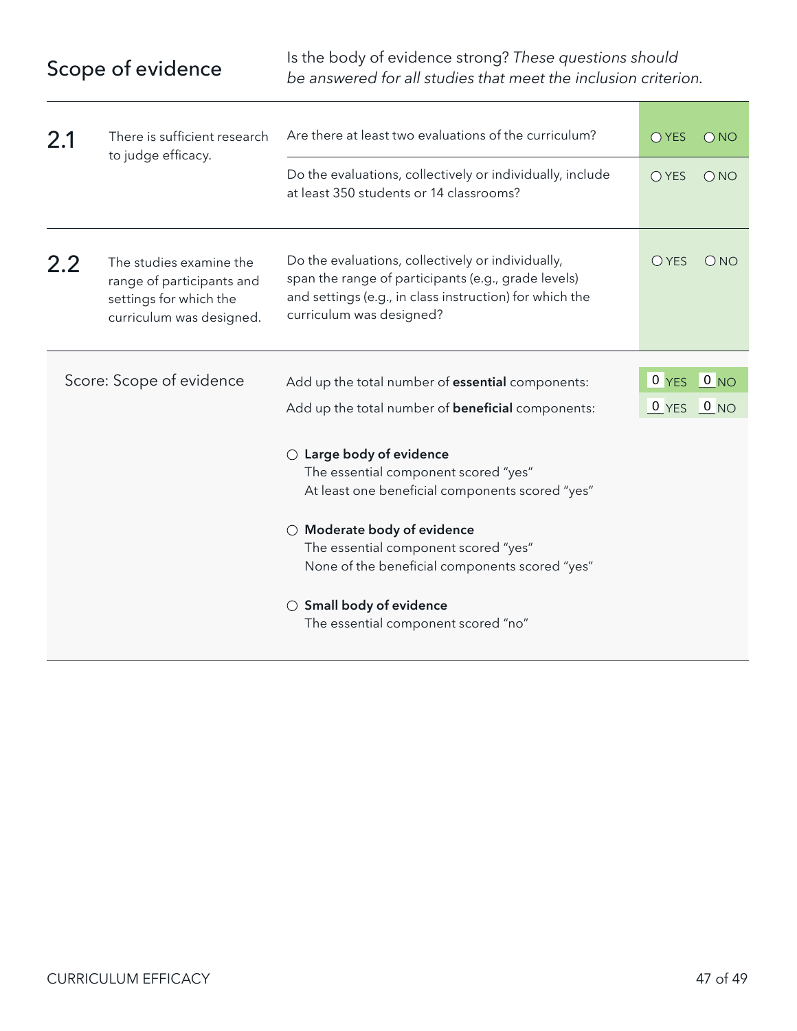## Scope of evidence

Is the body of evidence strong? *These questions should be answered for all studies that meet the inclusion criterion.*

| | | | |
|---|---|---|---|
| **2.1** | There is sufficient research to judge efficacy. | Are there at least two evaluations of the curriculum? | ○ YES ○ NO |
| | | Do the evaluations, collectively or individually, include at least 350 students or 14 classrooms? | ○ YES ○ NO |
| **2.2** | The studies examine the range of participants and settings for which the curriculum was designed. | Do the evaluations, collectively or individually, span the range of participants (e.g., grade levels) and settings (e.g., in class instruction) for which the curriculum was designed? | ○ YES ○ NO |

**Score: Scope of evidence**

Add up the total number of **essential** components: 0 YES 0 NO

Add up the total number of **beneficial** components: 0 YES 0 NO

○ **Large body of evidence**
The essential component scored "yes"
At least one beneficial components scored "yes"

○ **Moderate body of evidence**
The essential component scored "yes"
None of the beneficial components scored "yes"

○ **Small body of evidence**
The essential component scored "no"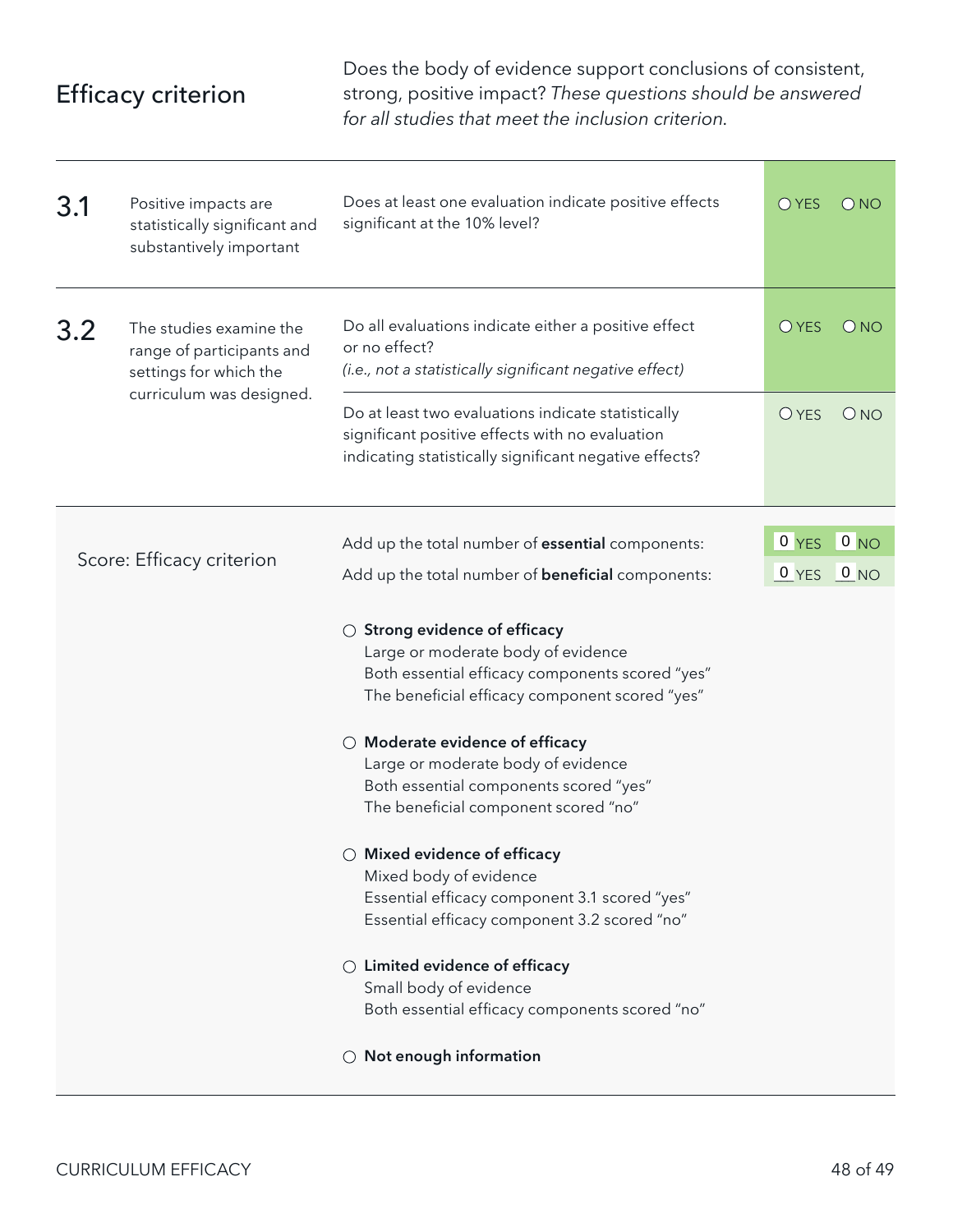## Efficacy criterion

Does the body of evidence support conclusions of consistent, strong, positive impact? *These questions should be answered for all studies that meet the inclusion criterion.*

| | | | |
|---|---|---|---|
| **3.1** Positive impacts are statistically significant and substantively important | Does at least one evaluation indicate positive effects significant at the 10% level? | ○ YES | ○ NO |
| **3.2** The studies examine the range of participants and settings for which the curriculum was designed. | Do all evaluations indicate either a positive effect or no effect? *(i.e., not a statistically significant negative effect)* | ○ YES | ○ NO |
| | Do at least two evaluations indicate statistically significant positive effects with no evaluation indicating statistically significant negative effects? | ○ YES | ○ NO |

### Score: Efficacy criterion

| | | |
|---|---|---|
| Add up the total number of **essential** components: | 0 YES | 0 NO |
| Add up the total number of **beneficial** components: | 0 YES | 0 NO |

○ **Strong evidence of efficacy**
Large or moderate body of evidence
Both essential efficacy components scored "yes"
The beneficial efficacy component scored "yes"

○ **Moderate evidence of efficacy**
Large or moderate body of evidence
Both essential components scored "yes"
The beneficial component scored "no"

○ **Mixed evidence of efficacy**
Mixed body of evidence
Essential efficacy component 3.1 scored "yes"
Essential efficacy component 3.2 scored "no"

○ **Limited evidence of efficacy**
Small body of evidence
Both essential efficacy components scored "no"

○ **Not enough information**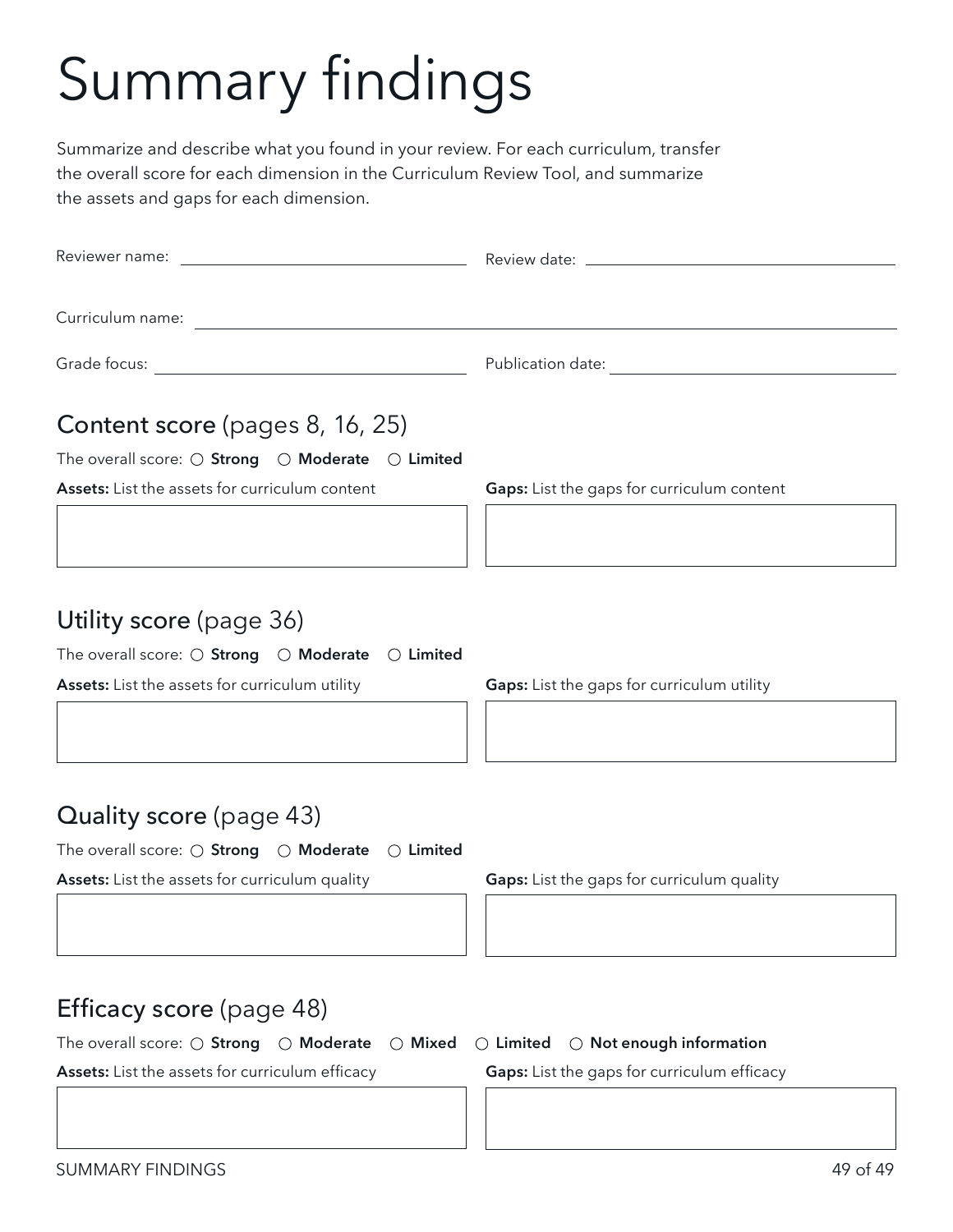# Summary findings

Summarize and describe what you found in your review. For each curriculum, transfer the overall score for each dimension in the Curriculum Review Tool, and summarize the assets and gaps for each dimension.

Reviewer name: ______________________ Review date: ______________________

Curriculum name: ______________________________________________

Grade focus: ______________________ Publication date: ______________________

## Content score (pages 8, 16, 25)

The overall score: ○ **Strong** ○ **Moderate** ○ **Limited**

**Assets:** List the assets for curriculum content

**Gaps:** List the gaps for curriculum content

## Utility score (page 36)

The overall score: ○ **Strong** ○ **Moderate** ○ **Limited**

**Assets:** List the assets for curriculum utility

**Gaps:** List the gaps for curriculum utility

## Quality score (page 43)

The overall score: ○ **Strong** ○ **Moderate** ○ **Limited**

**Assets:** List the assets for curriculum quality

**Gaps:** List the gaps for curriculum quality

## Efficacy score (page 48)

The overall score: ○ **Strong** ○ **Moderate** ○ **Mixed** ○ **Limited** ○ **Not enough information**

**Assets:** List the assets for curriculum efficacy

**Gaps:** List the gaps for curriculum efficacy